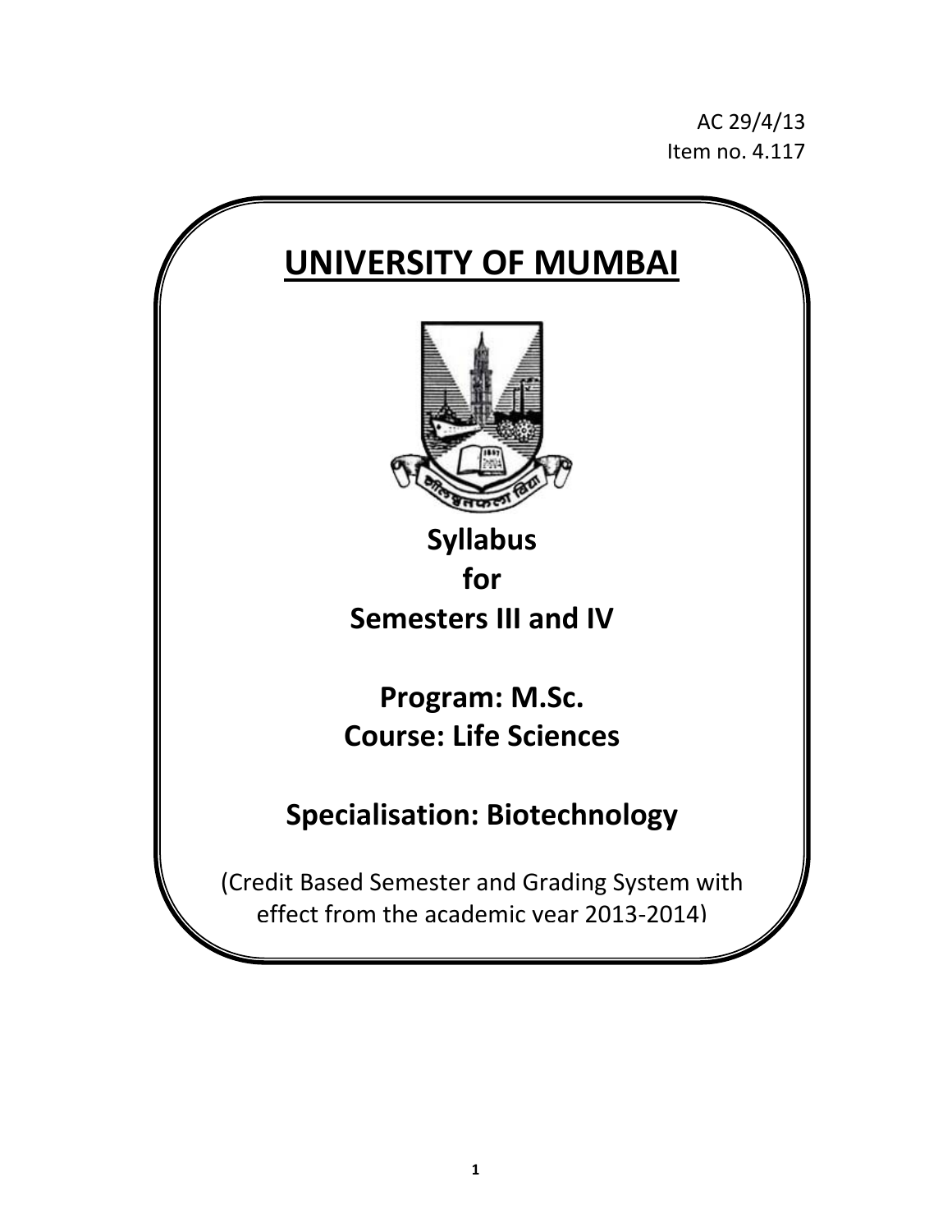AC 29/4/13
Item no. 4.117

# UNIVERSITY OF MUMBAI

**Syllabus**
**for**
**Semesters III and IV**

**Program: M.Sc.**
**Course: Life Sciences**

**Specialisation: Biotechnology**

(Credit Based Semester and Grading System with effect from the academic year 2013-2014)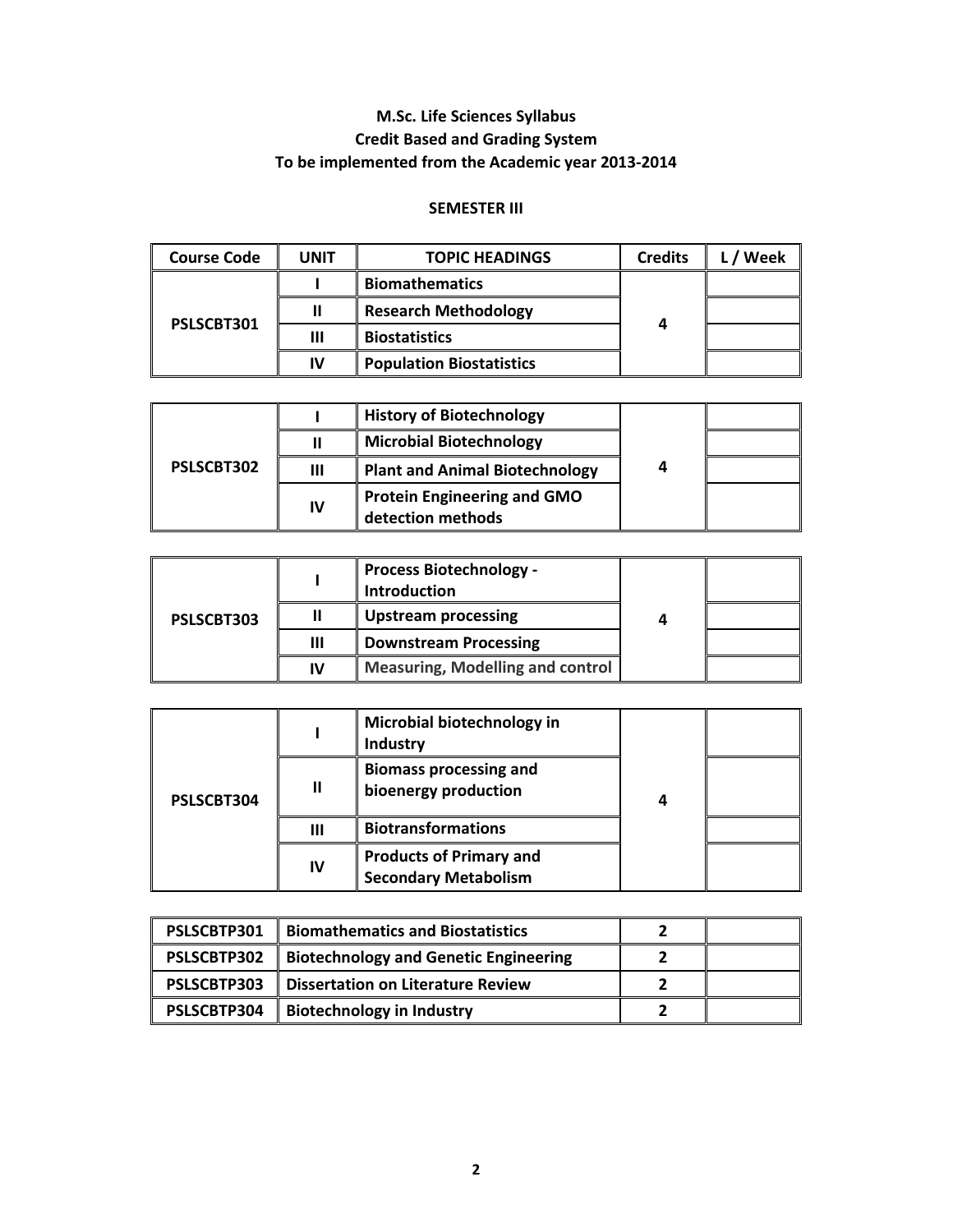**M.Sc. Life Sciences Syllabus**

**Credit Based and Grading System**

**To be implemented from the Academic year 2013-2014**

**SEMESTER III**

| Course Code | UNIT | TOPIC HEADINGS | Credits | L / Week |
|---|---|---|---|---|
| PSLSCBT301 | I | Biomathematics | 4 | |
| | II | Research Methodology | | |
| | III | Biostatistics | | |
| | IV | Population Biostatistics | | |

| | | | | |
|---|---|---|---|---|
| PSLSCBT302 | I | History of Biotechnology | 4 | |
| | II | Microbial Biotechnology | | |
| | III | Plant and Animal Biotechnology | | |
| | IV | Protein Engineering and GMO detection methods | | |

| | | | | |
|---|---|---|---|---|
| PSLSCBT303 | I | Process Biotechnology - Introduction | 4 | |
| | II | Upstream processing | | |
| | III | Downstream Processing | | |
| | IV | Measuring, Modelling and control | | |

| | | | | |
|---|---|---|---|---|
| PSLSCBT304 | I | Microbial biotechnology in Industry | 4 | |
| | II | Biomass processing and bioenergy production | | |
| | III | Biotransformations | | |
| | IV | Products of Primary and Secondary Metabolism | | |

| | | | |
|---|---|---|---|
| PSLSCBTP301 | Biomathematics and Biostatistics | 2 | |
| PSLSCBTP302 | Biotechnology and Genetic Engineering | 2 | |
| PSLSCBTP303 | Dissertation on Literature Review | 2 | |
| PSLSCBTP304 | Biotechnology in Industry | 2 | |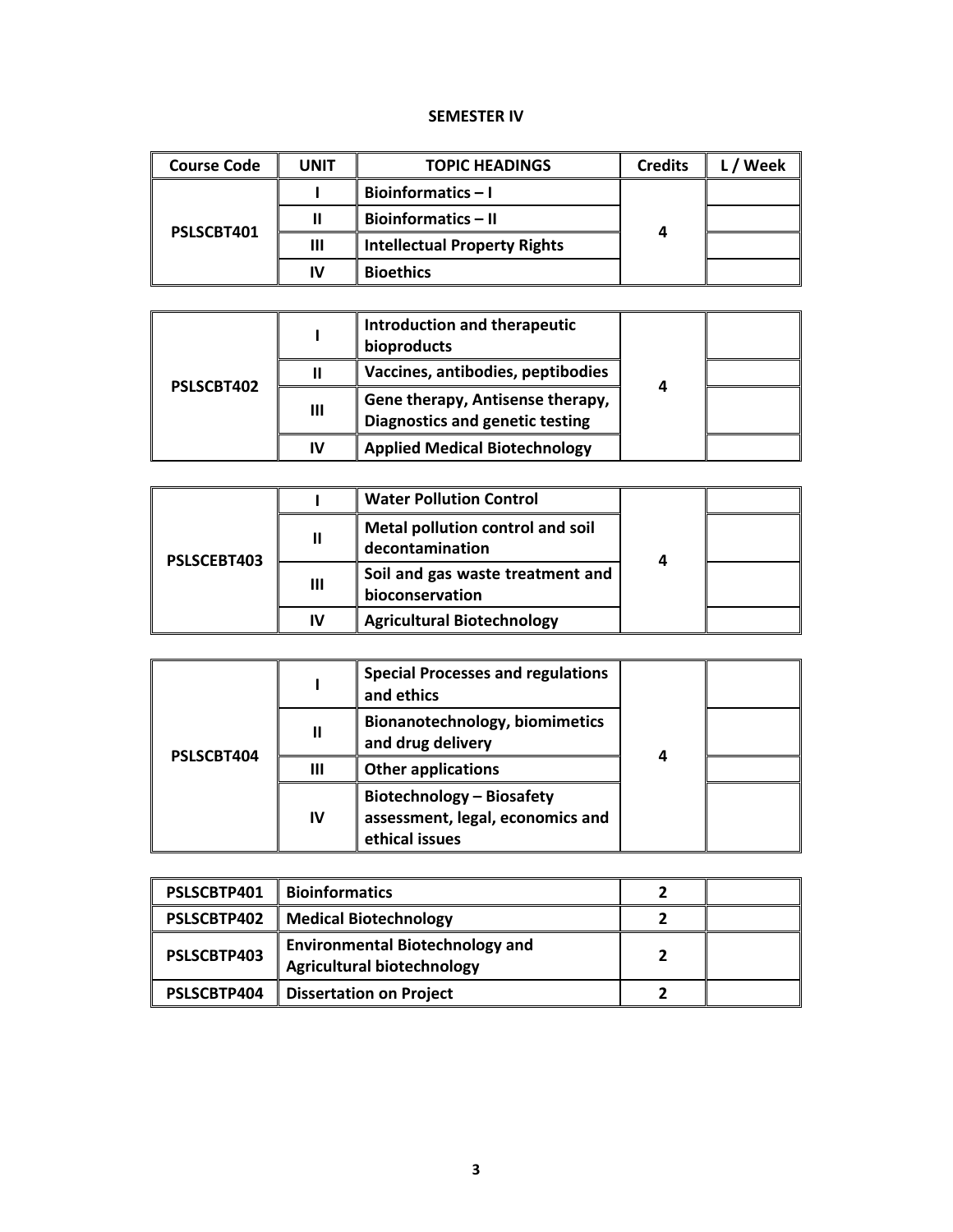## SEMESTER IV

| Course Code | UNIT | TOPIC HEADINGS | Credits | L / Week |
|---|---|---|---|---|
| PSLSCBT401 | I | Bioinformatics – I | 4 | |
| | II | Bioinformatics – II | | |
| | III | Intellectual Property Rights | | |
| | IV | Bioethics | | |
| PSLSCBT402 | I | Introduction and therapeutic bioproducts | 4 | |
| | II | Vaccines, antibodies, peptibodies | | |
| | III | Gene therapy, Antisense therapy, Diagnostics and genetic testing | | |
| | IV | Applied Medical Biotechnology | | |
| PSLSCEBT403 | I | Water Pollution Control | 4 | |
| | II | Metal pollution control and soil decontamination | | |
| | III | Soil and gas waste treatment and bioconservation | | |
| | IV | Agricultural Biotechnology | | |
| PSLSCBT404 | I | Special Processes and regulations and ethics | 4 | |
| | II | Bionanotechnology, biomimetics and drug delivery | | |
| | III | Other applications | | |
| | IV | Biotechnology – Biosafety assessment, legal, economics and ethical issues | | |

| Course Code | Topic | Credits | L / Week |
|---|---|---|---|
| PSLSCBTP401 | Bioinformatics | 2 | |
| PSLSCBTP402 | Medical Biotechnology | 2 | |
| PSLSCBTP403 | Environmental Biotechnology and Agricultural biotechnology | 2 | |
| PSLSCBTP404 | Dissertation on Project | 2 | |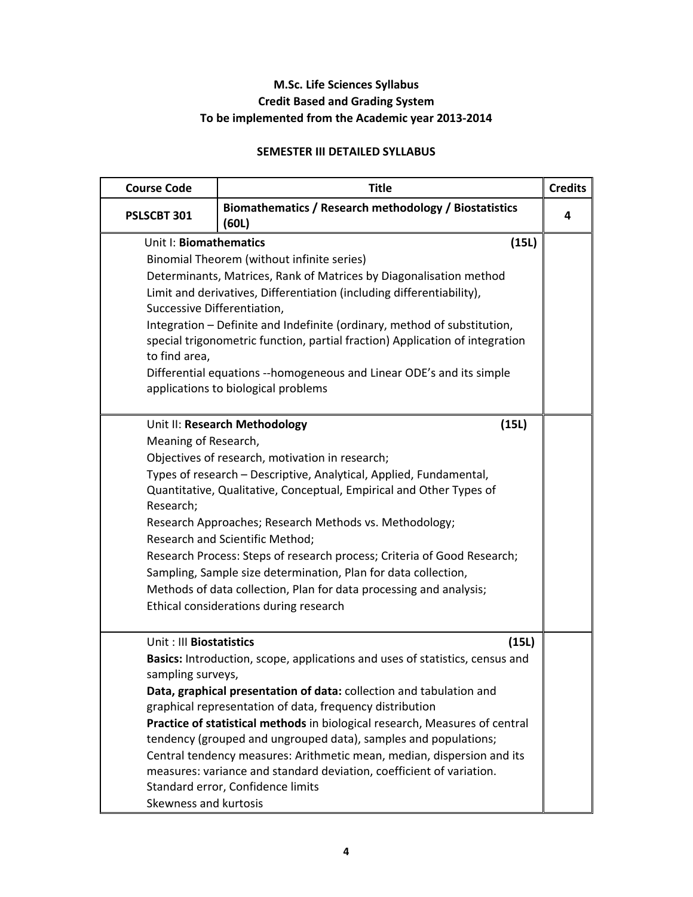## M.Sc. Life Sciences Syllabus
## Credit Based and Grading System
## To be implemented from the Academic year 2013-2014

### SEMESTER III DETAILED SYLLABUS

| Course Code | Title | Credits |
|---|---|---|
| PSLSCBT 301 | **Biomathematics / Research methodology / Biostatistics (60L)** | 4 |
| | Unit I: **Biomathematics** **(15L)**<br>Binomial Theorem (without infinite series)<br>Determinants, Matrices, Rank of Matrices by Diagonalisation method<br>Limit and derivatives, Differentiation (including differentiability), Successive Differentiation,<br>Integration – Definite and Indefinite (ordinary, method of substitution, special trigonometric function, partial fraction) Application of integration to find area,<br>Differential equations --homogeneous and Linear ODE's and its simple applications to biological problems | |
| | Unit II: **Research Methodology** **(15L)**<br>Meaning of Research,<br>Objectives of research, motivation in research;<br>Types of research – Descriptive, Analytical, Applied, Fundamental, Quantitative, Qualitative, Conceptual, Empirical and Other Types of Research;<br>Research Approaches; Research Methods vs. Methodology;<br>Research and Scientific Method;<br>Research Process: Steps of research process; Criteria of Good Research;<br>Sampling, Sample size determination, Plan for data collection,<br>Methods of data collection, Plan for data processing and analysis;<br>Ethical considerations during research | |
| | Unit : III **Biostatistics** **(15L)**<br>**Basics:** Introduction, scope, applications and uses of statistics, census and sampling surveys,<br>**Data, graphical presentation of data:** collection and tabulation and graphical representation of data, frequency distribution<br>**Practice of statistical methods** in biological research, Measures of central tendency (grouped and ungrouped data), samples and populations;<br>Central tendency measures: Arithmetic mean, median, dispersion and its measures: variance and standard deviation, coefficient of variation.<br>Standard error, Confidence limits<br>Skewness and kurtosis | |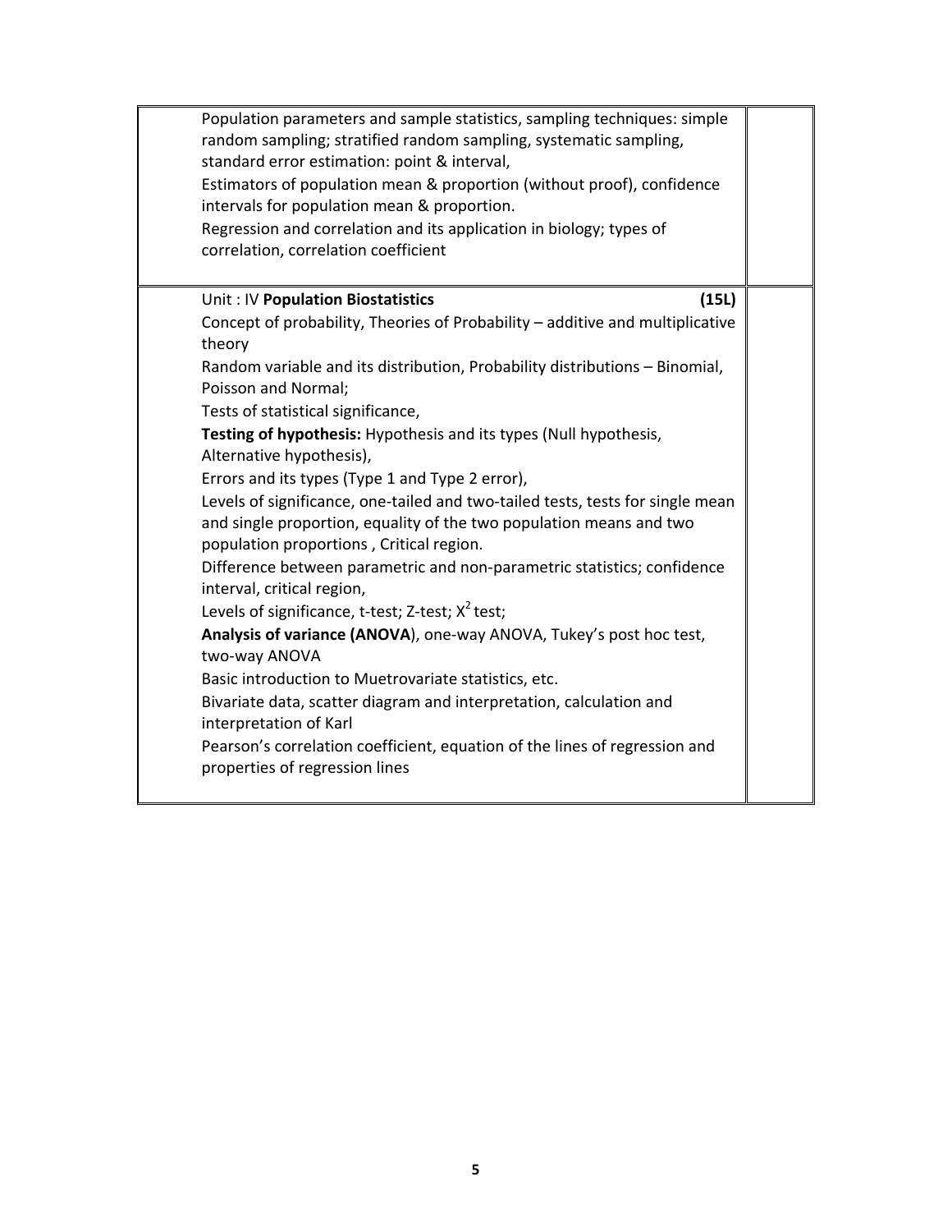| | |
|---|---|
| Population parameters and sample statistics, sampling techniques: simple random sampling; stratified random sampling, systematic sampling, standard error estimation: point & interval,<br>Estimators of population mean & proportion (without proof), confidence intervals for population mean & proportion.<br>Regression and correlation and its application in biology; types of correlation, correlation coefficient | |
| Unit : IV **Population Biostatistics** **(15L)**<br>Concept of probability, Theories of Probability – additive and multiplicative theory<br>Random variable and its distribution, Probability distributions – Binomial, Poisson and Normal;<br>Tests of statistical significance,<br>**Testing of hypothesis:** Hypothesis and its types (Null hypothesis, Alternative hypothesis),<br>Errors and its types (Type 1 and Type 2 error),<br>Levels of significance, one-tailed and two-tailed tests, tests for single mean and single proportion, equality of the two population means and two population proportions , Critical region.<br>Difference between parametric and non-parametric statistics; confidence interval, critical region,<br>Levels of significance, t-test; Z-test; $X^2$ test;<br>**Analysis of variance (ANOVA**), one-way ANOVA, Tukey's post hoc test, two-way ANOVA<br>Basic introduction to Muetrovariate statistics, etc.<br>Bivariate data, scatter diagram and interpretation, calculation and interpretation of Karl<br>Pearson's correlation coefficient, equation of the lines of regression and properties of regression lines | |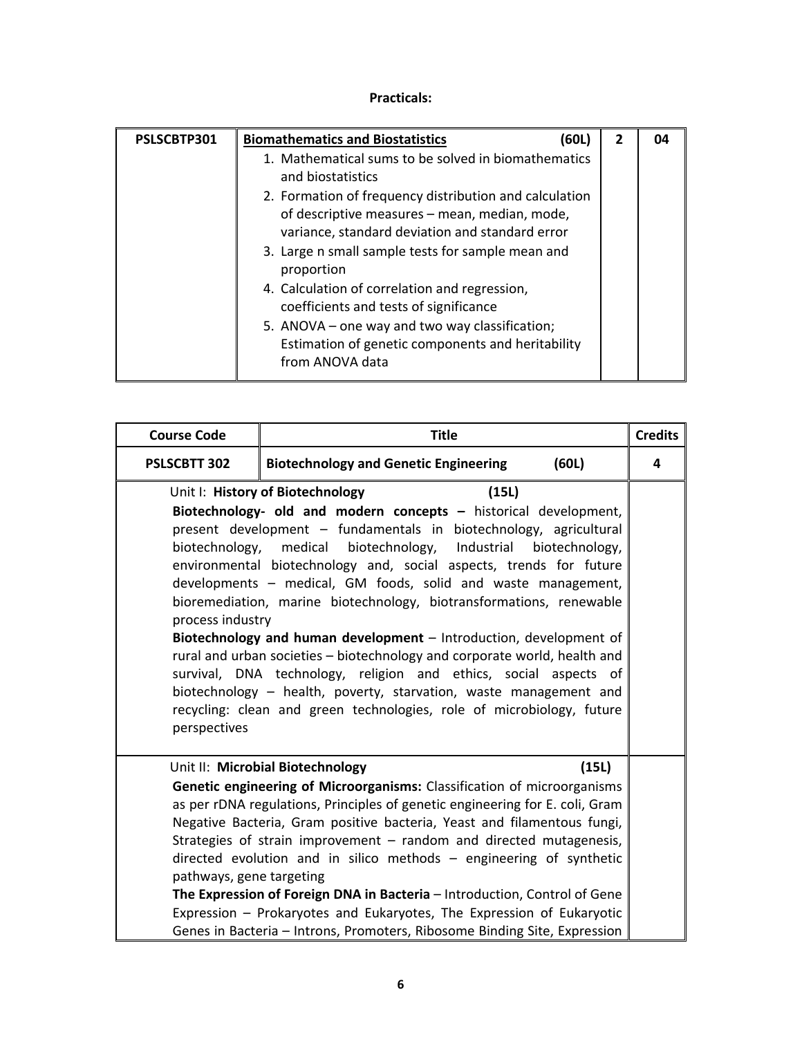**Practicals:**

| PSLSCBTP301 | **Biomathematics and Biostatistics** (60L)<br>1. Mathematical sums to be solved in biomathematics and biostatistics<br>2. Formation of frequency distribution and calculation of descriptive measures – mean, median, mode, variance, standard deviation and standard error<br>3. Large n small sample tests for sample mean and proportion<br>4. Calculation of correlation and regression, coefficients and tests of significance<br>5. ANOVA – one way and two way classification; Estimation of genetic components and heritability from ANOVA data | 2 | 04 |
|---|---|---|---|

| Course Code | Title | Credits |
|---|---|---|
| **PSLSCBTT 302** | **Biotechnology and Genetic Engineering** (60L) | **4** |
| Unit I: **History of Biotechnology** (15L)<br>**Biotechnology- old and modern concepts –** historical development, present development – fundamentals in biotechnology, agricultural biotechnology, medical biotechnology, Industrial biotechnology, environmental biotechnology and, social aspects, trends for future developments – medical, GM foods, solid and waste management, bioremediation, marine biotechnology, biotransformations, renewable process industry<br>**Biotechnology and human development** – Introduction, development of rural and urban societies – biotechnology and corporate world, health and survival, DNA technology, religion and ethics, social aspects of biotechnology – health, poverty, starvation, waste management and recycling: clean and green technologies, role of microbiology, future perspectives | | |
| Unit II: **Microbial Biotechnology** (15L)<br>**Genetic engineering of Microorganisms:** Classification of microorganisms as per rDNA regulations, Principles of genetic engineering for E. coli, Gram Negative Bacteria, Gram positive bacteria, Yeast and filamentous fungi, Strategies of strain improvement – random and directed mutagenesis, directed evolution and in silico methods – engineering of synthetic pathways, gene targeting<br>**The Expression of Foreign DNA in Bacteria** – Introduction, Control of Gene Expression – Prokaryotes and Eukaryotes, The Expression of Eukaryotic Genes in Bacteria – Introns, Promoters, Ribosome Binding Site, Expression | | |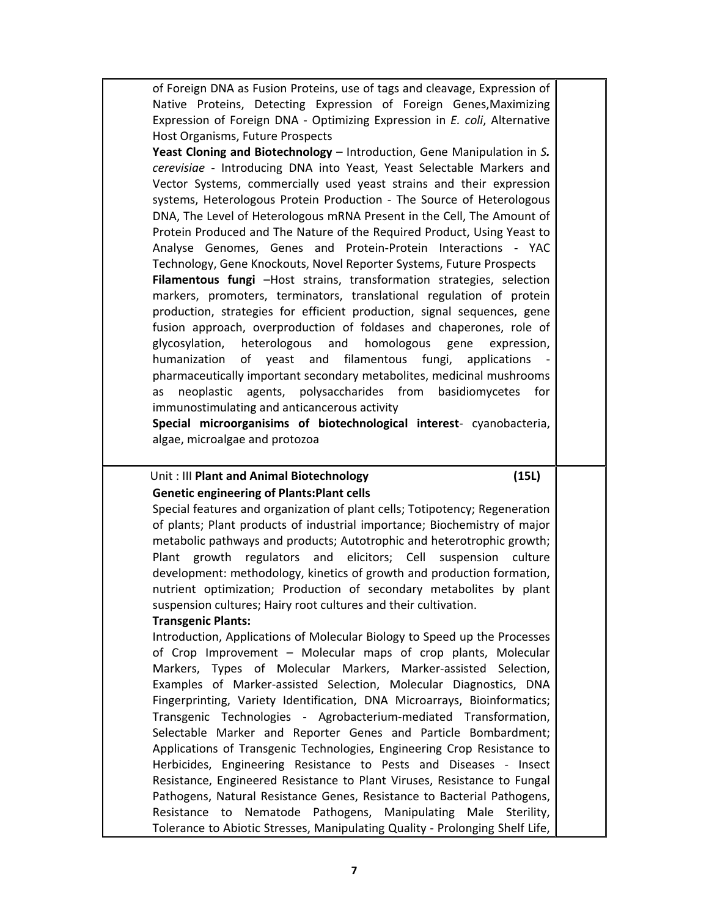of Foreign DNA as Fusion Proteins, use of tags and cleavage, Expression of Native Proteins, Detecting Expression of Foreign Genes,Maximizing Expression of Foreign DNA - Optimizing Expression in *E. coli*, Alternative Host Organisms, Future Prospects

**Yeast Cloning and Biotechnology** – Introduction, Gene Manipulation in ***S.*** *cerevisiae* - Introducing DNA into Yeast, Yeast Selectable Markers and Vector Systems, commercially used yeast strains and their expression systems, Heterologous Protein Production - The Source of Heterologous DNA, The Level of Heterologous mRNA Present in the Cell, The Amount of Protein Produced and The Nature of the Required Product, Using Yeast to Analyse Genomes, Genes and Protein-Protein Interactions - YAC Technology, Gene Knockouts, Novel Reporter Systems, Future Prospects

**Filamentous fungi** –Host strains, transformation strategies, selection markers, promoters, terminators, translational regulation of protein production, strategies for efficient production, signal sequences, gene fusion approach, overproduction of foldases and chaperones, role of glycosylation, heterologous and homologous gene expression, humanization of yeast and filamentous fungi, applications - pharmaceutically important secondary metabolites, medicinal mushrooms as neoplastic agents, polysaccharides from basidiomycetes for immunostimulating and anticancerous activity

**Special microorganisims of biotechnological interest**- cyanobacteria, algae, microalgae and protozoa

## Unit : III **Plant and Animal Biotechnology** (15L)

**Genetic engineering of Plants:Plant cells**

Special features and organization of plant cells; Totipotency; Regeneration of plants; Plant products of industrial importance; Biochemistry of major metabolic pathways and products; Autotrophic and heterotrophic growth; Plant growth regulators and elicitors; Cell suspension culture development: methodology, kinetics of growth and production formation, nutrient optimization; Production of secondary metabolites by plant suspension cultures; Hairy root cultures and their cultivation.

**Transgenic Plants:**

Introduction, Applications of Molecular Biology to Speed up the Processes of Crop Improvement – Molecular maps of crop plants, Molecular Markers, Types of Molecular Markers, Marker-assisted Selection, Examples of Marker-assisted Selection, Molecular Diagnostics, DNA Fingerprinting, Variety Identification, DNA Microarrays, Bioinformatics; Transgenic Technologies - Agrobacterium-mediated Transformation, Selectable Marker and Reporter Genes and Particle Bombardment; Applications of Transgenic Technologies, Engineering Crop Resistance to Herbicides, Engineering Resistance to Pests and Diseases - Insect Resistance, Engineered Resistance to Plant Viruses, Resistance to Fungal Pathogens, Natural Resistance Genes, Resistance to Bacterial Pathogens, Resistance to Nematode Pathogens, Manipulating Male Sterility, Tolerance to Abiotic Stresses, Manipulating Quality - Prolonging Shelf Life,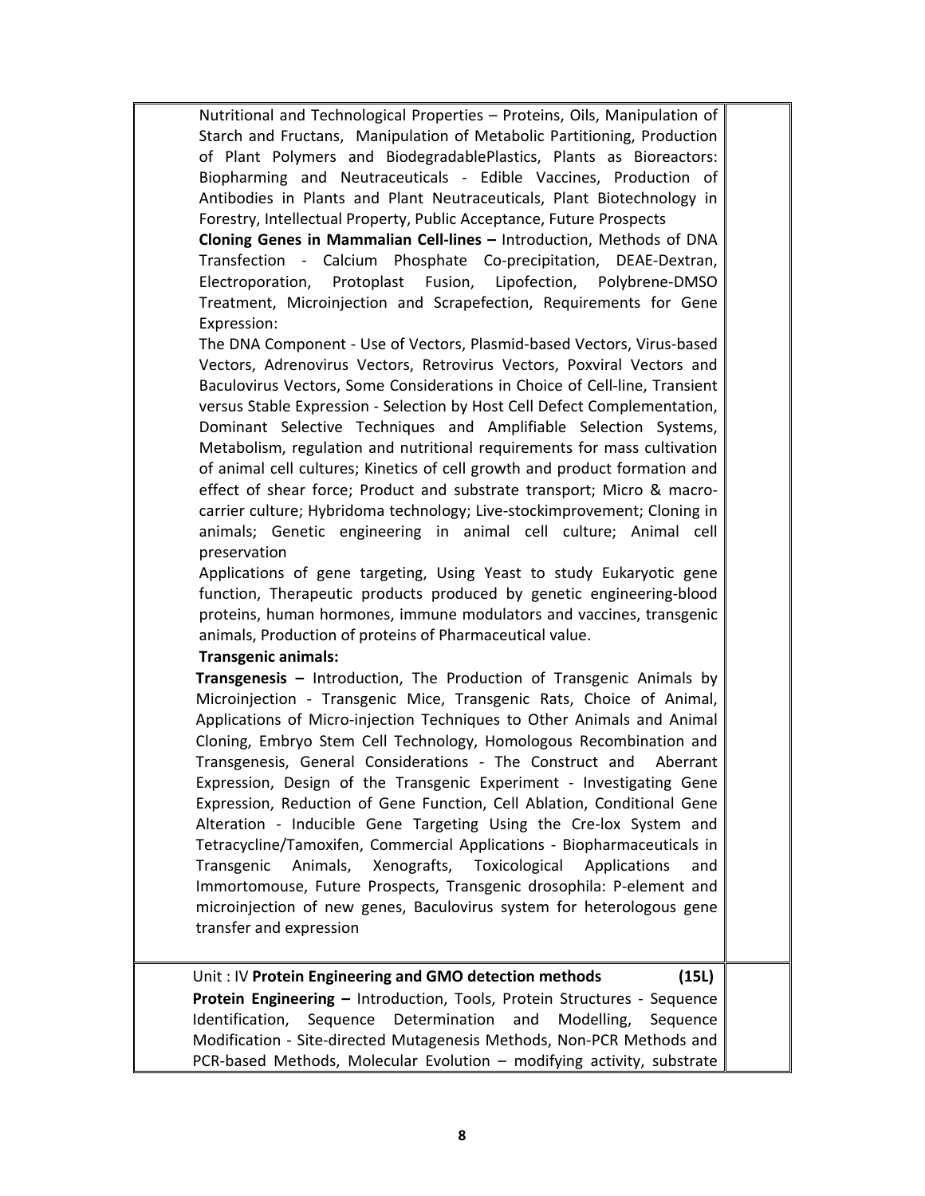| | |
|---|---|
| Nutritional and Technological Properties – Proteins, Oils, Manipulation of Starch and Fructans, Manipulation of Metabolic Partitioning, Production of Plant Polymers and BiodegradablePlastics, Plants as Bioreactors: Biopharming and Neutraceuticals - Edible Vaccines, Production of Antibodies in Plants and Plant Neutraceuticals, Plant Biotechnology in Forestry, Intellectual Property, Public Acceptance, Future Prospects<br>**Cloning Genes in Mammalian Cell-lines –** Introduction, Methods of DNA Transfection - Calcium Phosphate Co-precipitation, DEAE-Dextran, Electroporation, Protoplast Fusion, Lipofection, Polybrene-DMSO Treatment, Microinjection and Scrapefection, Requirements for Gene Expression:<br>The DNA Component - Use of Vectors, Plasmid-based Vectors, Virus-based Vectors, Adrenovirus Vectors, Retrovirus Vectors, Poxviral Vectors and Baculovirus Vectors, Some Considerations in Choice of Cell-line, Transient versus Stable Expression - Selection by Host Cell Defect Complementation, Dominant Selective Techniques and Amplifiable Selection Systems, Metabolism, regulation and nutritional requirements for mass cultivation of animal cell cultures; Kinetics of cell growth and product formation and effect of shear force; Product and substrate transport; Micro & macro-carrier culture; Hybridoma technology; Live-stockimprovement; Cloning in animals; Genetic engineering in animal cell culture; Animal cell preservation<br>Applications of gene targeting, Using Yeast to study Eukaryotic gene function, Therapeutic products produced by genetic engineering-blood proteins, human hormones, immune modulators and vaccines, transgenic animals, Production of proteins of Pharmaceutical value.<br>**Transgenic animals:**<br>**Transgenesis –** Introduction, The Production of Transgenic Animals by Microinjection - Transgenic Mice, Transgenic Rats, Choice of Animal, Applications of Micro-injection Techniques to Other Animals and Animal Cloning, Embryo Stem Cell Technology, Homologous Recombination and Transgenesis, General Considerations - The Construct and Aberrant Expression, Design of the Transgenic Experiment - Investigating Gene Expression, Reduction of Gene Function, Cell Ablation, Conditional Gene Alteration - Inducible Gene Targeting Using the Cre-lox System and Tetracycline/Tamoxifen, Commercial Applications - Biopharmaceuticals in Transgenic Animals, Xenografts, Toxicological Applications and Immortomouse, Future Prospects, Transgenic drosophila: P-element and microinjection of new genes, Baculovirus system for heterologous gene transfer and expression | |
| Unit : IV **Protein Engineering and GMO detection methods** **(15L)**<br>**Protein Engineering –** Introduction, Tools, Protein Structures - Sequence Identification, Sequence Determination and Modelling, Sequence Modification - Site-directed Mutagenesis Methods, Non-PCR Methods and PCR-based Methods, Molecular Evolution – modifying activity, substrate | |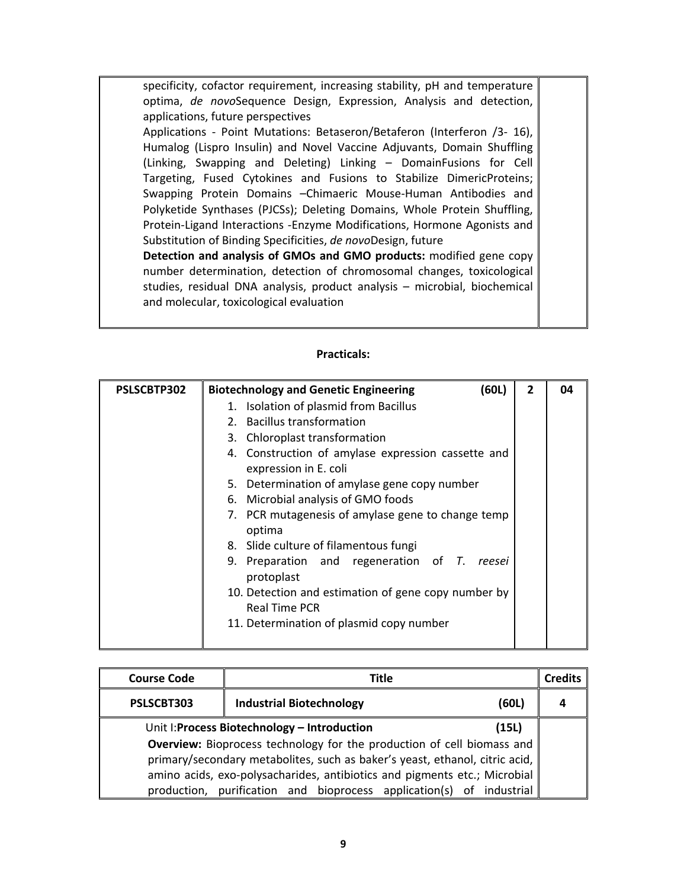| | |
|---|---|
| specificity, cofactor requirement, increasing stability, pH and temperature optima, *de novo*Sequence Design, Expression, Analysis and detection, applications, future perspectives<br>Applications - Point Mutations: Betaseron/Betaferon (Interferon /3- 16), Humalog (Lispro Insulin) and Novel Vaccine Adjuvants, Domain Shuffling (Linking, Swapping and Deleting) Linking – DomainFusions for Cell Targeting, Fused Cytokines and Fusions to Stabilize DimericProteins; Swapping Protein Domains –Chimaeric Mouse-Human Antibodies and Polyketide Synthases (PJCSs); Deleting Domains, Whole Protein Shuffling, Protein-Ligand Interactions -Enzyme Modifications, Hormone Agonists and Substitution of Binding Specificities, *de novo*Design, future<br>**Detection and analysis of GMOs and GMO products:** modified gene copy number determination, detection of chromosomal changes, toxicological studies, residual DNA analysis, product analysis – microbial, biochemical and molecular, toxicological evaluation | |

**Practicals:**

| | | | |
|---|---|---|---|
| **PSLSCBTP302** | **Biotechnology and Genetic Engineering (60L)**<br>1. Isolation of plasmid from Bacillus<br>2. Bacillus transformation<br>3. Chloroplast transformation<br>4. Construction of amylase expression cassette and expression in E. coli<br>5. Determination of amylase gene copy number<br>6. Microbial analysis of GMO foods<br>7. PCR mutagenesis of amylase gene to change temp optima<br>8. Slide culture of filamentous fungi<br>9. Preparation and regeneration of *T. reesei* protoplast<br>10. Detection and estimation of gene copy number by Real Time PCR<br>11. Determination of plasmid copy number | **2** | **04** |

| Course Code | Title | Credits |
|---|---|---|
| **PSLSCBT303** | **Industrial Biotechnology (60L)** | **4** |
| Unit I:**Process Biotechnology – Introduction (15L)**<br>**Overview:** Bioprocess technology for the production of cell biomass and primary/secondary metabolites, such as baker's yeast, ethanol, citric acid, amino acids, exo-polysacharides, antibiotics and pigments etc.; Microbial production, purification and bioprocess application(s) of industrial | | |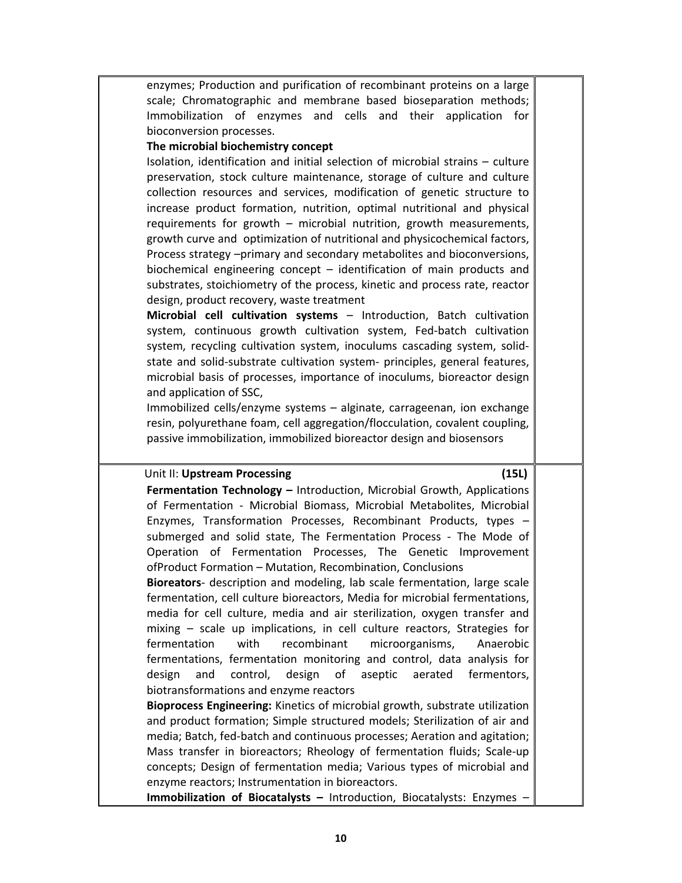enzymes; Production and purification of recombinant proteins on a large scale; Chromatographic and membrane based bioseparation methods; Immobilization of enzymes and cells and their application for bioconversion processes.

**The microbial biochemistry concept**

Isolation, identification and initial selection of microbial strains – culture preservation, stock culture maintenance, storage of culture and culture collection resources and services, modification of genetic structure to increase product formation, nutrition, optimal nutritional and physical requirements for growth – microbial nutrition, growth measurements, growth curve and optimization of nutritional and physicochemical factors, Process strategy –primary and secondary metabolites and bioconversions, biochemical engineering concept – identification of main products and substrates, stoichiometry of the process, kinetic and process rate, reactor design, product recovery, waste treatment

**Microbial cell cultivation systems** – Introduction, Batch cultivation system, continuous growth cultivation system, Fed-batch cultivation system, recycling cultivation system, inoculums cascading system, solid-state and solid-substrate cultivation system- principles, general features, microbial basis of processes, importance of inoculums, bioreactor design and application of SSC,

Immobilized cells/enzyme systems – alginate, carrageenan, ion exchange resin, polyurethane foam, cell aggregation/flocculation, covalent coupling, passive immobilization, immobilized bioreactor design and biosensors

Unit II: **Upstream Processing** **(15L)**

**Fermentation Technology –** Introduction, Microbial Growth, Applications of Fermentation - Microbial Biomass, Microbial Metabolites, Microbial Enzymes, Transformation Processes, Recombinant Products, types – submerged and solid state, The Fermentation Process - The Mode of Operation of Fermentation Processes, The Genetic Improvement ofProduct Formation – Mutation, Recombination, Conclusions

**Bioreators**- description and modeling, lab scale fermentation, large scale fermentation, cell culture bioreactors, Media for microbial fermentations, media for cell culture, media and air sterilization, oxygen transfer and mixing – scale up implications, in cell culture reactors, Strategies for fermentation with recombinant microorganisms, Anaerobic fermentations, fermentation monitoring and control, data analysis for design and control, design of aseptic aerated fermentors, biotransformations and enzyme reactors

**Bioprocess Engineering:** Kinetics of microbial growth, substrate utilization and product formation; Simple structured models; Sterilization of air and media; Batch, fed-batch and continuous processes; Aeration and agitation; Mass transfer in bioreactors; Rheology of fermentation fluids; Scale-up concepts; Design of fermentation media; Various types of microbial and enzyme reactors; Instrumentation in bioreactors.

**Immobilization of Biocatalysts –** Introduction, Biocatalysts: Enzymes –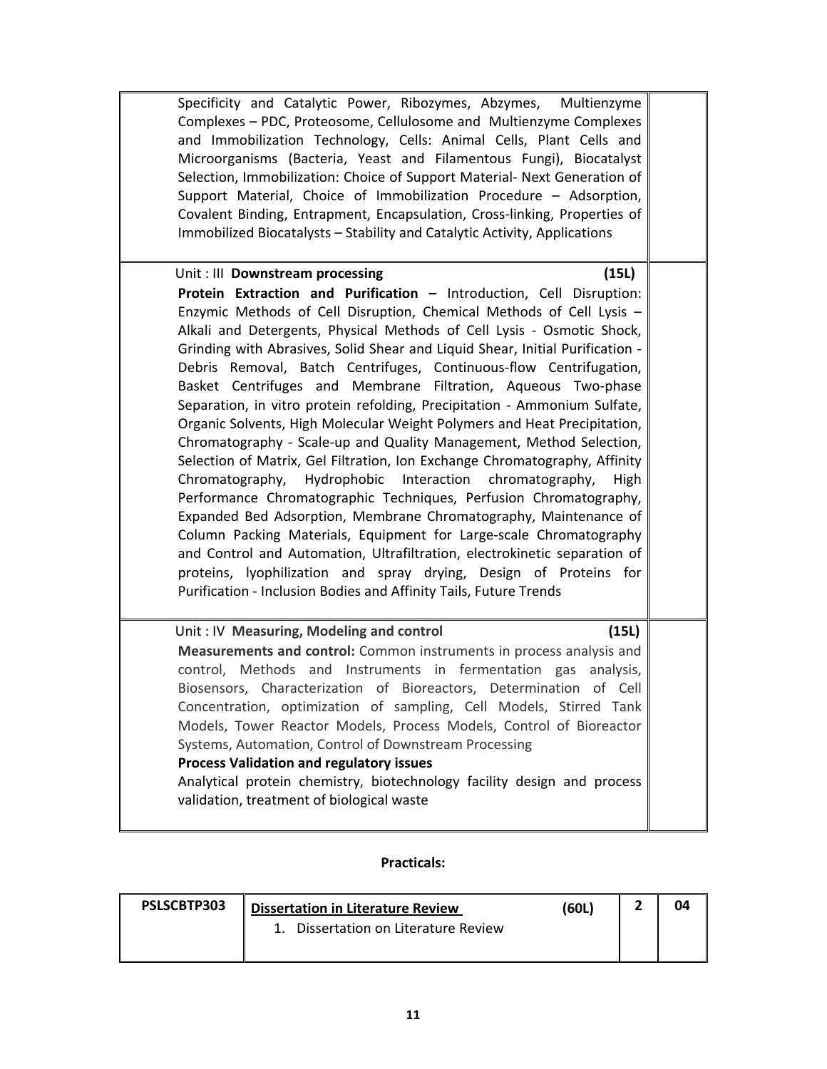| | |
|---|---|
| Specificity and Catalytic Power, Ribozymes, Abzymes, Multienzyme Complexes – PDC, Proteosome, Cellulosome and Multienzyme Complexes and Immobilization Technology, Cells: Animal Cells, Plant Cells and Microorganisms (Bacteria, Yeast and Filamentous Fungi), Biocatalyst Selection, Immobilization: Choice of Support Material- Next Generation of Support Material, Choice of Immobilization Procedure – Adsorption, Covalent Binding, Entrapment, Encapsulation, Cross-linking, Properties of Immobilized Biocatalysts – Stability and Catalytic Activity, Applications | |
| Unit : III **Downstream processing** **(15L)**<br>**Protein Extraction and Purification –** Introduction, Cell Disruption: Enzymic Methods of Cell Disruption, Chemical Methods of Cell Lysis – Alkali and Detergents, Physical Methods of Cell Lysis - Osmotic Shock, Grinding with Abrasives, Solid Shear and Liquid Shear, Initial Purification - Debris Removal, Batch Centrifuges, Continuous-flow Centrifugation, Basket Centrifuges and Membrane Filtration, Aqueous Two-phase Separation, in vitro protein refolding, Precipitation - Ammonium Sulfate, Organic Solvents, High Molecular Weight Polymers and Heat Precipitation, Chromatography - Scale-up and Quality Management, Method Selection, Selection of Matrix, Gel Filtration, Ion Exchange Chromatography, Affinity Chromatography, Hydrophobic Interaction chromatography, High Performance Chromatographic Techniques, Perfusion Chromatography, Expanded Bed Adsorption, Membrane Chromatography, Maintenance of Column Packing Materials, Equipment for Large-scale Chromatography and Control and Automation, Ultrafiltration, electrokinetic separation of proteins, lyophilization and spray drying, Design of Proteins for Purification - Inclusion Bodies and Affinity Tails, Future Trends | |
| Unit : IV **Measuring, Modeling and control** **(15L)**<br>**Measurements and control:** Common instruments in process analysis and control, Methods and Instruments in fermentation gas analysis, Biosensors, Characterization of Bioreactors, Determination of Cell Concentration, optimization of sampling, Cell Models, Stirred Tank Models, Tower Reactor Models, Process Models, Control of Bioreactor Systems, Automation, Control of Downstream Processing<br>**Process Validation and regulatory issues**<br>Analytical protein chemistry, biotechnology facility design and process validation, treatment of biological waste | |

**Practicals:**

| | | | |
|---|---|---|---|
| **PSLSCBTP303** | **Dissertation in Literature Review** **(60L)**<br>1. Dissertation on Literature Review | **2** | **04** |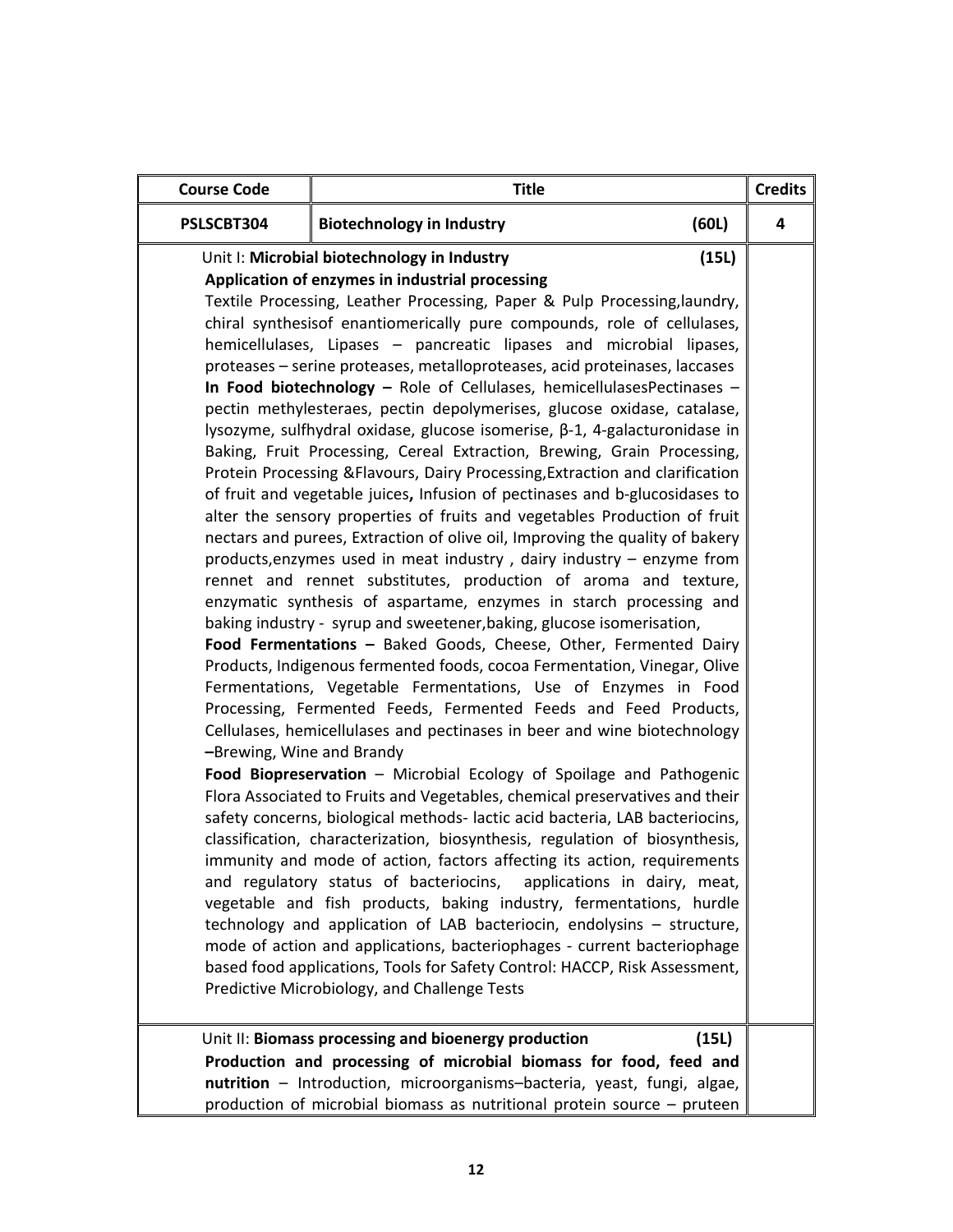| Course Code | Title | Credits |
|---|---|---|
| PSLSCBT304 | **Biotechnology in Industry** (60L) | 4 |
| | Unit I: **Microbial biotechnology in Industry** (15L)<br>**Application of enzymes in industrial processing**<br>Textile Processing, Leather Processing, Paper & Pulp Processing,laundry, chiral synthesisof enantiomerically pure compounds, role of cellulases, hemicellulases, Lipases – pancreatic lipases and microbial lipases, proteases – serine proteases, metalloproteases, acid proteinases, laccases<br>**In Food biotechnology –** Role of Cellulases, hemicellulasesPectinases – pectin methylesteraes, pectin depolymerises, glucose oxidase, catalase, lysozyme, sulfhydral oxidase, glucose isomerise, β-1, 4-galacturonidase in Baking, Fruit Processing, Cereal Extraction, Brewing, Grain Processing, Protein Processing &Flavours, Dairy Processing,Extraction and clarification of fruit and vegetable juices**,** Infusion of pectinases and b-glucosidases to alter the sensory properties of fruits and vegetables Production of fruit nectars and purees, Extraction of olive oil, Improving the quality of bakery products,enzymes used in meat industry , dairy industry – enzyme from rennet and rennet substitutes, production of aroma and texture, enzymatic synthesis of aspartame, enzymes in starch processing and baking industry - syrup and sweetener,baking, glucose isomerisation,<br>**Food Fermentations –** Baked Goods, Cheese, Other, Fermented Dairy Products, Indigenous fermented foods, cocoa Fermentation, Vinegar, Olive Fermentations, Vegetable Fermentations, Use of Enzymes in Food Processing, Fermented Feeds, Fermented Feeds and Feed Products, Cellulases, hemicellulases and pectinases in beer and wine biotechnology **–**Brewing, Wine and Brandy<br>**Food Biopreservation** – Microbial Ecology of Spoilage and Pathogenic Flora Associated to Fruits and Vegetables, chemical preservatives and their safety concerns, biological methods- lactic acid bacteria, LAB bacteriocins, classification, characterization, biosynthesis, regulation of biosynthesis, immunity and mode of action, factors affecting its action, requirements and regulatory status of bacteriocins, applications in dairy, meat, vegetable and fish products, baking industry, fermentations, hurdle technology and application of LAB bacteriocin, endolysins – structure, mode of action and applications, bacteriophages - current bacteriophage based food applications, Tools for Safety Control: HACCP, Risk Assessment, Predictive Microbiology, and Challenge Tests | |
| | Unit II: **Biomass processing and bioenergy production** (15L)<br>**Production and processing of microbial biomass for food, feed and nutrition** – Introduction, microorganisms–bacteria, yeast, fungi, algae, production of microbial biomass as nutritional protein source – pruteen | |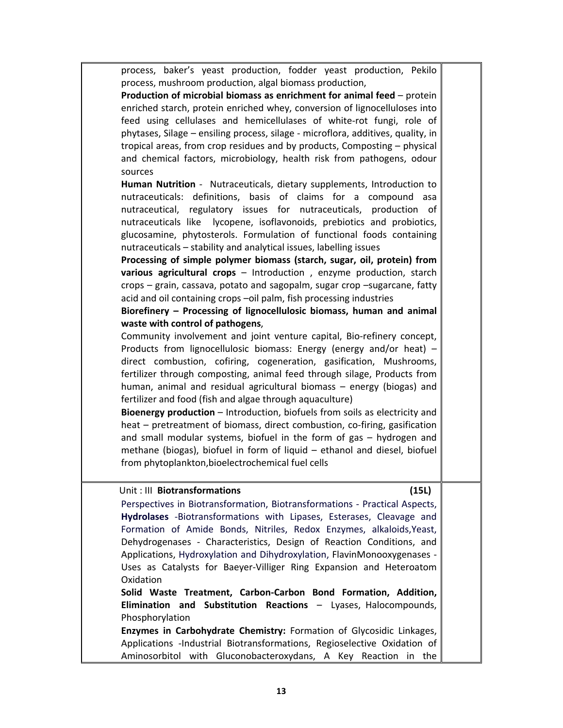process, baker's yeast production, fodder yeast production, Pekilo process, mushroom production, algal biomass production,

**Production of microbial biomass as enrichment for animal feed** – protein enriched starch, protein enriched whey, conversion of lignocelluloses into feed using cellulases and hemicellulases of white-rot fungi, role of phytases, Silage – ensiling process, silage - microflora, additives, quality, in tropical areas, from crop residues and by products, Composting – physical and chemical factors, microbiology, health risk from pathogens, odour sources

**Human Nutrition** - Nutraceuticals, dietary supplements, Introduction to nutraceuticals: definitions, basis of claims for a compound asa nutraceutical, regulatory issues for nutraceuticals, production of nutraceuticals like lycopene, isoflavonoids, prebiotics and probiotics, glucosamine, phytosterols. Formulation of functional foods containing nutraceuticals – stability and analytical issues, labelling issues

**Processing of simple polymer biomass (starch, sugar, oil, protein) from various agricultural crops** – Introduction , enzyme production, starch crops – grain, cassava, potato and sagopalm, sugar crop –sugarcane, fatty acid and oil containing crops –oil palm, fish processing industries

**Biorefinery – Processing of lignocellulosic biomass, human and animal waste with control of pathogens**,

Community involvement and joint venture capital, Bio-refinery concept, Products from lignocellulosic biomass: Energy (energy and/or heat) – direct combustion, cofiring, cogeneration, gasification, Mushrooms, fertilizer through composting, animal feed through silage, Products from human, animal and residual agricultural biomass – energy (biogas) and fertilizer and food (fish and algae through aquaculture)

**Bioenergy production** – Introduction, biofuels from soils as electricity and heat – pretreatment of biomass, direct combustion, co-firing, gasification and small modular systems, biofuel in the form of gas – hydrogen and methane (biogas), biofuel in form of liquid – ethanol and diesel, biofuel from phytoplankton,bioelectrochemical fuel cells

Unit : III **Biotransformations** **(15L)**

Perspectives in Biotransformation, Biotransformations - Practical Aspects, **Hydrolases** -Biotransformations with Lipases, Esterases, Cleavage and Formation of Amide Bonds, Nitriles, Redox Enzymes, alkaloids,Yeast, Dehydrogenases - Characteristics, Design of Reaction Conditions, and Applications, Hydroxylation and Dihydroxylation, FlavinMonooxygenases - Uses as Catalysts for Baeyer-Villiger Ring Expansion and Heteroatom Oxidation

**Solid Waste Treatment, Carbon-Carbon Bond Formation, Addition, Elimination and Substitution Reactions** – Lyases, Halocompounds, Phosphorylation

**Enzymes in Carbohydrate Chemistry:** Formation of Glycosidic Linkages, Applications -Industrial Biotransformations, Regioselective Oxidation of Aminosorbitol with Gluconobacteroxydans, A Key Reaction in the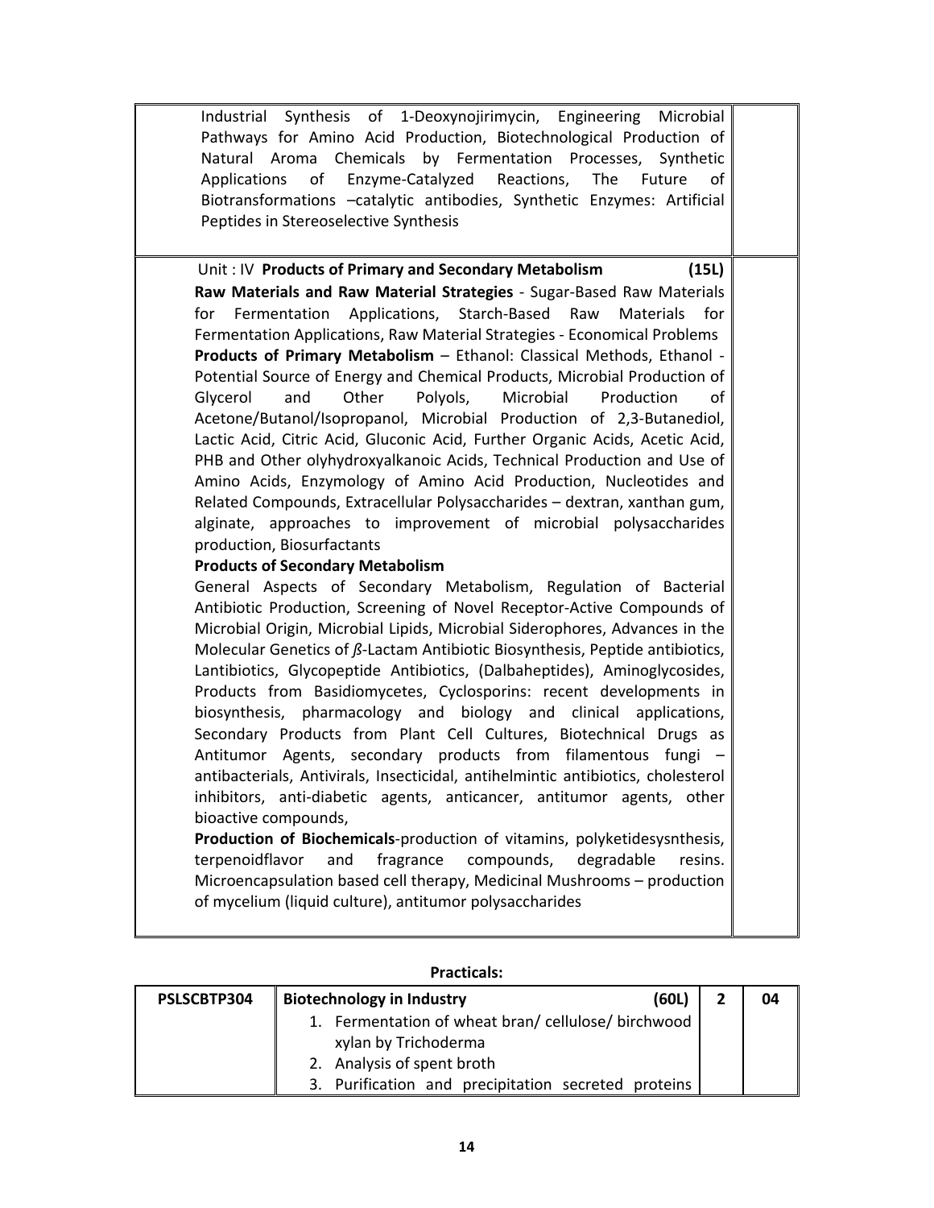| | |
|---|---|
| Industrial Synthesis of 1-Deoxynojirimycin, Engineering Microbial Pathways for Amino Acid Production, Biotechnological Production of Natural Aroma Chemicals by Fermentation Processes, Synthetic Applications of Enzyme-Catalyzed Reactions, The Future of Biotransformations –catalytic antibodies, Synthetic Enzymes: Artificial Peptides in Stereoselective Synthesis | |
| Unit : IV **Products of Primary and Secondary Metabolism** **(15L)**<br>**Raw Materials and Raw Material Strategies** - Sugar-Based Raw Materials for Fermentation Applications, Starch-Based Raw Materials for Fermentation Applications, Raw Material Strategies - Economical Problems<br>**Products of Primary Metabolism** – Ethanol: Classical Methods, Ethanol - Potential Source of Energy and Chemical Products, Microbial Production of Glycerol and Other Polyols, Microbial Production of Acetone/Butanol/Isopropanol, Microbial Production of 2,3-Butanediol, Lactic Acid, Citric Acid, Gluconic Acid, Further Organic Acids, Acetic Acid, PHB and Other olyhydroxyalkanoic Acids, Technical Production and Use of Amino Acids, Enzymology of Amino Acid Production, Nucleotides and Related Compounds, Extracellular Polysaccharides – dextran, xanthan gum, alginate, approaches to improvement of microbial polysaccharides production, Biosurfactants<br>**Products of Secondary Metabolism**<br>General Aspects of Secondary Metabolism, Regulation of Bacterial Antibiotic Production, Screening of Novel Receptor-Active Compounds of Microbial Origin, Microbial Lipids, Microbial Siderophores, Advances in the Molecular Genetics of *ß*-Lactam Antibiotic Biosynthesis, Peptide antibiotics, Lantibiotics, Glycopeptide Antibiotics, (Dalbaheptides), Aminoglycosides, Products from Basidiomycetes, Cyclosporins: recent developments in biosynthesis, pharmacology and biology and clinical applications, Secondary Products from Plant Cell Cultures, Biotechnical Drugs as Antitumor Agents, secondary products from filamentous fungi – antibacterials, Antivirals, Insecticidal, antihelmintic antibiotics, cholesterol inhibitors, anti-diabetic agents, anticancer, antitumor agents, other bioactive compounds,<br>**Production of Biochemicals**-production of vitamins, polyketidesysnthesis, terpenoidflavor and fragrance compounds, degradable resins. Microencapsulation based cell therapy, Medicinal Mushrooms – production of mycelium (liquid culture), antitumor polysaccharides | |

**Practicals:**

| PSLSCBTP304 | **Biotechnology in Industry** **(60L)** | 2 | 04 |
|---|---|---|---|
| | 1. Fermentation of wheat bran/ cellulose/ birchwood xylan by Trichoderma<br>2. Analysis of spent broth<br>3. Purification and precipitation secreted proteins | | |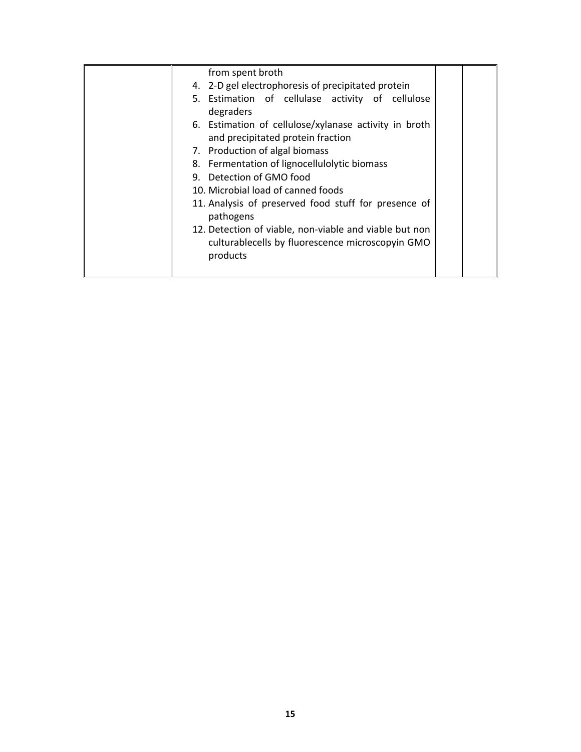|  | from spent broth<br>4. 2-D gel electrophoresis of precipitated protein<br>5. Estimation of cellulase activity of cellulose degraders<br>6. Estimation of cellulose/xylanase activity in broth and precipitated protein fraction<br>7. Production of algal biomass<br>8. Fermentation of lignocellulolytic biomass<br>9. Detection of GMO food<br>10. Microbial load of canned foods<br>11. Analysis of preserved food stuff for presence of pathogens<br>12. Detection of viable, non-viable and viable but non culturablecells by fluorescence microscopyin GMO products |  |  |
|---|---|---|---|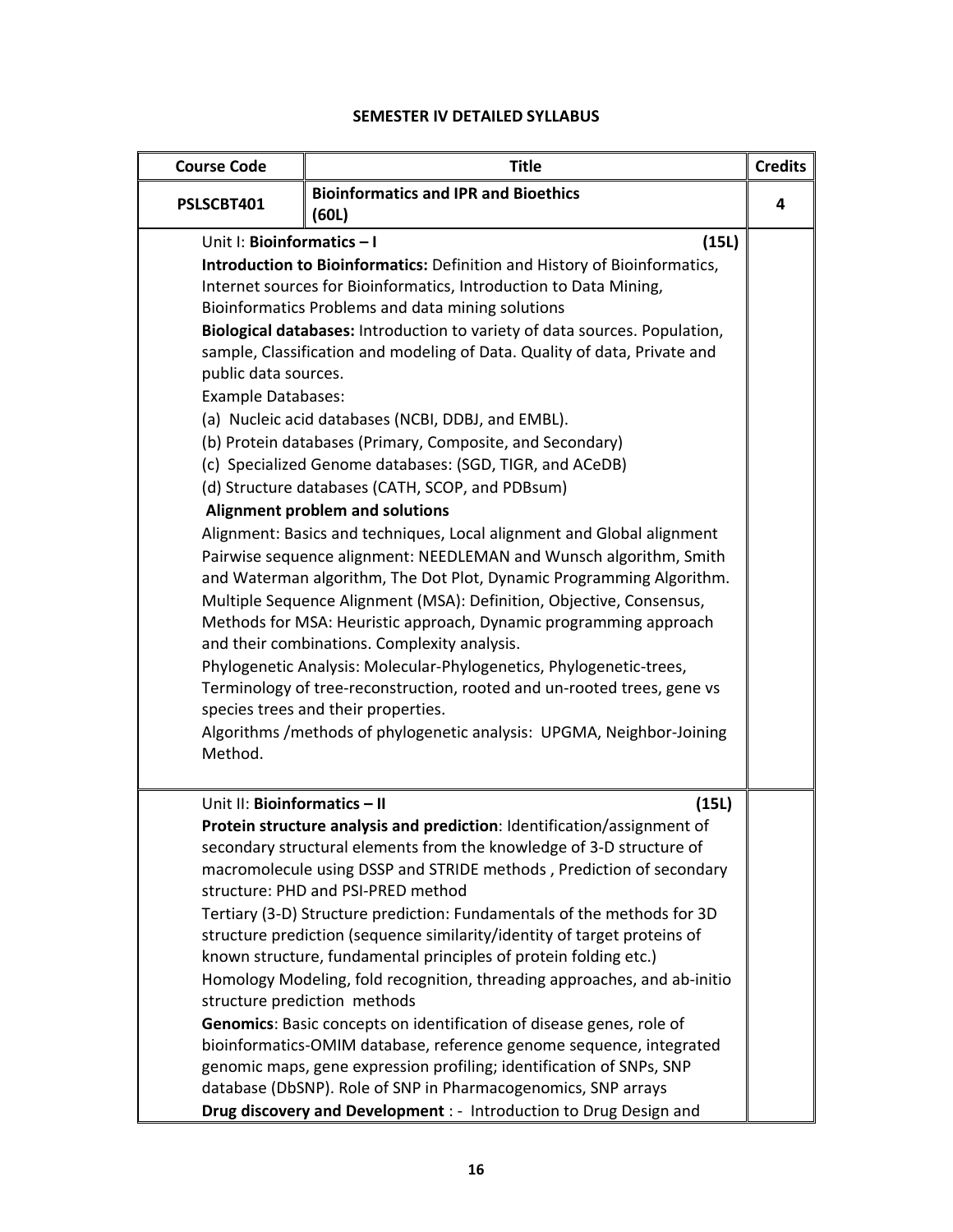## SEMESTER IV DETAILED SYLLABUS

| Course Code | Title | Credits |
|---|---|---|
| **PSLSCBT401** | **Bioinformatics and IPR and Bioethics (60L)** | **4** |

Unit I: **Bioinformatics – I** **(15L)**

**Introduction to Bioinformatics:** Definition and History of Bioinformatics, Internet sources for Bioinformatics, Introduction to Data Mining, Bioinformatics Problems and data mining solutions

**Biological databases:** Introduction to variety of data sources. Population, sample, Classification and modeling of Data. Quality of data, Private and public data sources.

Example Databases:

(a) Nucleic acid databases (NCBI, DDBJ, and EMBL).

(b) Protein databases (Primary, Composite, and Secondary)

(c) Specialized Genome databases: (SGD, TIGR, and ACeDB)

(d) Structure databases (CATH, SCOP, and PDBsum)

**Alignment problem and solutions**

Alignment: Basics and techniques, Local alignment and Global alignment

Pairwise sequence alignment: NEEDLEMAN and Wunsch algorithm, Smith and Waterman algorithm, The Dot Plot, Dynamic Programming Algorithm.

Multiple Sequence Alignment (MSA): Definition, Objective, Consensus, Methods for MSA: Heuristic approach, Dynamic programming approach and their combinations. Complexity analysis.

Phylogenetic Analysis: Molecular-Phylogenetics, Phylogenetic-trees, Terminology of tree-reconstruction, rooted and un-rooted trees, gene vs species trees and their properties.

Algorithms /methods of phylogenetic analysis: UPGMA, Neighbor-Joining Method.

Unit II: **Bioinformatics – II** **(15L)**

**Protein structure analysis and prediction**: Identification/assignment of secondary structural elements from the knowledge of 3-D structure of macromolecule using DSSP and STRIDE methods , Prediction of secondary structure: PHD and PSI-PRED method

Tertiary (3-D) Structure prediction: Fundamentals of the methods for 3D structure prediction (sequence similarity/identity of target proteins of known structure, fundamental principles of protein folding etc.)

Homology Modeling, fold recognition, threading approaches, and ab-initio structure prediction methods

**Genomics**: Basic concepts on identification of disease genes, role of bioinformatics-OMIM database, reference genome sequence, integrated genomic maps, gene expression profiling; identification of SNPs, SNP database (DbSNP). Role of SNP in Pharmacogenomics, SNP arrays

**Drug discovery and Development** : - Introduction to Drug Design and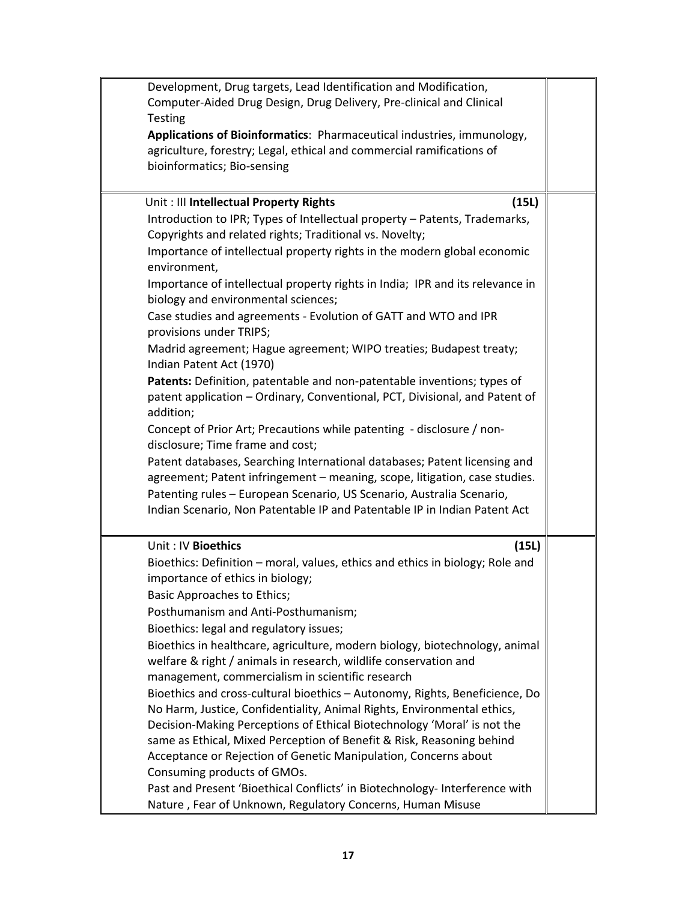Development, Drug targets, Lead Identification and Modification, Computer-Aided Drug Design, Drug Delivery, Pre-clinical and Clinical Testing

**Applications of Bioinformatics**: Pharmaceutical industries, immunology, agriculture, forestry; Legal, ethical and commercial ramifications of bioinformatics; Bio-sensing

Unit : III **Intellectual Property Rights** **(15L)**

Introduction to IPR; Types of Intellectual property – Patents, Trademarks, Copyrights and related rights; Traditional vs. Novelty;

Importance of intellectual property rights in the modern global economic environment,

Importance of intellectual property rights in India; IPR and its relevance in biology and environmental sciences;

Case studies and agreements - Evolution of GATT and WTO and IPR provisions under TRIPS;

Madrid agreement; Hague agreement; WIPO treaties; Budapest treaty; Indian Patent Act (1970)

**Patents:** Definition, patentable and non-patentable inventions; types of patent application – Ordinary, Conventional, PCT, Divisional, and Patent of addition;

Concept of Prior Art; Precautions while patenting - disclosure / non-disclosure; Time frame and cost;

Patent databases, Searching International databases; Patent licensing and agreement; Patent infringement – meaning, scope, litigation, case studies.

Patenting rules – European Scenario, US Scenario, Australia Scenario, Indian Scenario, Non Patentable IP and Patentable IP in Indian Patent Act

Unit : IV **Bioethics** **(15L)**

Bioethics: Definition – moral, values, ethics and ethics in biology; Role and importance of ethics in biology;

Basic Approaches to Ethics;

Posthumanism and Anti-Posthumanism;

Bioethics: legal and regulatory issues;

Bioethics in healthcare, agriculture, modern biology, biotechnology, animal welfare & right / animals in research, wildlife conservation and management, commercialism in scientific research

Bioethics and cross-cultural bioethics – Autonomy, Rights, Beneficience, Do No Harm, Justice, Confidentiality, Animal Rights, Environmental ethics, Decision-Making Perceptions of Ethical Biotechnology 'Moral' is not the same as Ethical, Mixed Perception of Benefit & Risk, Reasoning behind Acceptance or Rejection of Genetic Manipulation, Concerns about Consuming products of GMOs.

Past and Present 'Bioethical Conflicts' in Biotechnology- Interference with Nature , Fear of Unknown, Regulatory Concerns, Human Misuse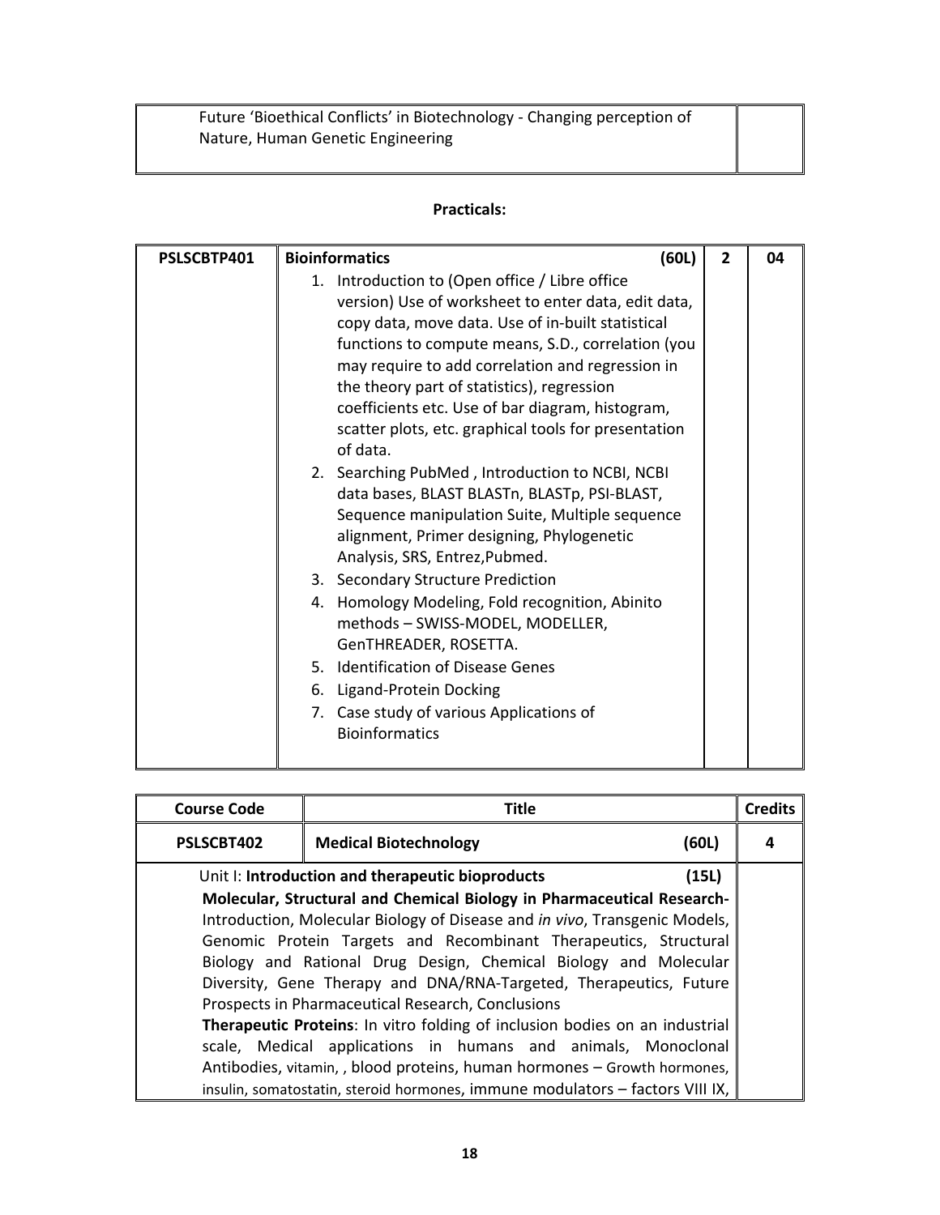| Future 'Bioethical Conflicts' in Biotechnology - Changing perception of Nature, Human Genetic Engineering | |
|---|---|

**Practicals:**

| PSLSCBTP401 | **Bioinformatics** **(60L)**<br>1. Introduction to (Open office / Libre office version) Use of worksheet to enter data, edit data, copy data, move data. Use of in-built statistical functions to compute means, S.D., correlation (you may require to add correlation and regression in the theory part of statistics), regression coefficients etc. Use of bar diagram, histogram, scatter plots, etc. graphical tools for presentation of data.<br>2. Searching PubMed , Introduction to NCBI, NCBI data bases, BLAST BLASTn, BLASTp, PSI-BLAST, Sequence manipulation Suite, Multiple sequence alignment, Primer designing, Phylogenetic Analysis, SRS, Entrez,Pubmed.<br>3. Secondary Structure Prediction<br>4. Homology Modeling, Fold recognition, Abinito methods – SWISS-MODEL, MODELLER, GenTHREADER, ROSETTA.<br>5. Identification of Disease Genes<br>6. Ligand-Protein Docking<br>7. Case study of various Applications of Bioinformatics | 2 | 04 |
|---|---|---|---|

| Course Code | Title | Credits |
|---|---|---|
| **PSLSCBT402** | **Medical Biotechnology** **(60L)** | **4** |
| Unit I: **Introduction and therapeutic bioproducts** **(15L)**<br>**Molecular, Structural and Chemical Biology in Pharmaceutical Research-** Introduction, Molecular Biology of Disease and *in vivo*, Transgenic Models, Genomic Protein Targets and Recombinant Therapeutics, Structural Biology and Rational Drug Design, Chemical Biology and Molecular Diversity, Gene Therapy and DNA/RNA-Targeted, Therapeutics, Future Prospects in Pharmaceutical Research, Conclusions<br>**Therapeutic Proteins**: In vitro folding of inclusion bodies on an industrial scale, Medical applications in humans and animals, Monoclonal Antibodies, vitamin, , blood proteins, human hormones – Growth hormones, insulin, somatostatin, steroid hormones, immune modulators – factors VIII IX, | | |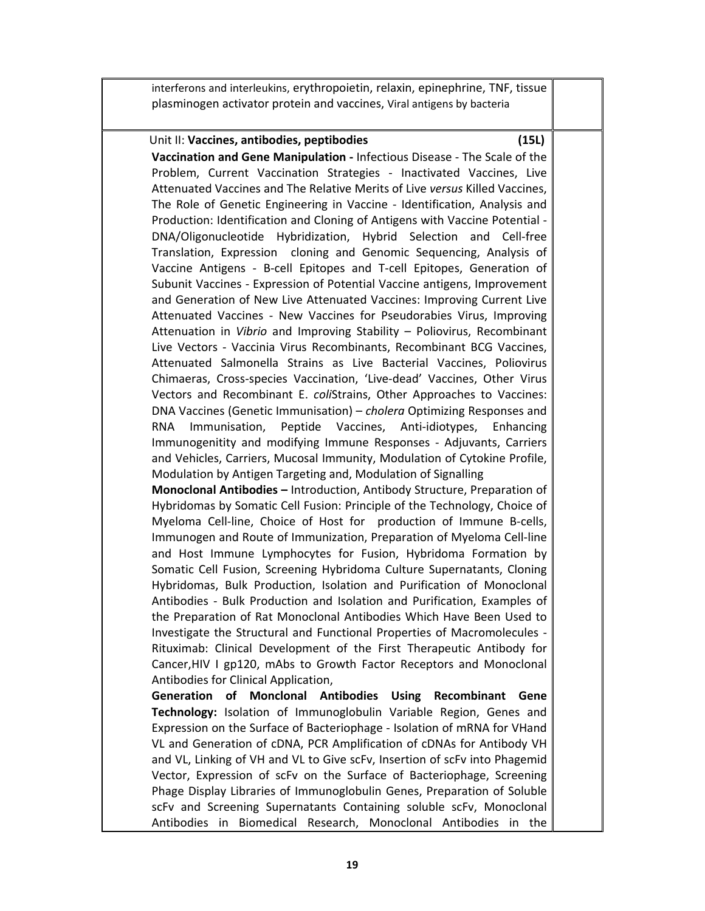| | | |
|---|---|---|
| | interferons and interleukins, erythropoietin, relaxin, epinephrine, TNF, tissue plasminogen activator protein and vaccines, Viral antigens by bacteria | |
| | Unit II: **Vaccines, antibodies, peptibodies** **(15L)**<br>**Vaccination and Gene Manipulation -** Infectious Disease - The Scale of the Problem, Current Vaccination Strategies - Inactivated Vaccines, Live Attenuated Vaccines and The Relative Merits of Live *versus* Killed Vaccines, The Role of Genetic Engineering in Vaccine - Identification, Analysis and Production: Identification and Cloning of Antigens with Vaccine Potential - DNA/Oligonucleotide Hybridization, Hybrid Selection and Cell-free Translation, Expression cloning and Genomic Sequencing, Analysis of Vaccine Antigens - B-cell Epitopes and T-cell Epitopes, Generation of Subunit Vaccines - Expression of Potential Vaccine antigens, Improvement and Generation of New Live Attenuated Vaccines: Improving Current Live Attenuated Vaccines - New Vaccines for Pseudorabies Virus, Improving Attenuation in *Vibrio* and Improving Stability – Poliovirus, Recombinant Live Vectors - Vaccinia Virus Recombinants, Recombinant BCG Vaccines, Attenuated Salmonella Strains as Live Bacterial Vaccines, Poliovirus Chimaeras, Cross-species Vaccination, 'Live-dead' Vaccines, Other Virus Vectors and Recombinant E. *coli*Strains, Other Approaches to Vaccines: DNA Vaccines (Genetic Immunisation) – *cholera* Optimizing Responses and RNA Immunisation, Peptide Vaccines, Anti-idiotypes, Enhancing Immunogenitity and modifying Immune Responses - Adjuvants, Carriers and Vehicles, Carriers, Mucosal Immunity, Modulation of Cytokine Profile, Modulation by Antigen Targeting and, Modulation of Signalling<br>**Monoclonal Antibodies –** Introduction, Antibody Structure, Preparation of Hybridomas by Somatic Cell Fusion: Principle of the Technology, Choice of Myeloma Cell-line, Choice of Host for production of Immune B-cells, Immunogen and Route of Immunization, Preparation of Myeloma Cell-line and Host Immune Lymphocytes for Fusion, Hybridoma Formation by Somatic Cell Fusion, Screening Hybridoma Culture Supernatants, Cloning Hybridomas, Bulk Production, Isolation and Purification of Monoclonal Antibodies - Bulk Production and Isolation and Purification, Examples of the Preparation of Rat Monoclonal Antibodies Which Have Been Used to Investigate the Structural and Functional Properties of Macromolecules - Rituximab: Clinical Development of the First Therapeutic Antibody for Cancer,HIV I gp120, mAbs to Growth Factor Receptors and Monoclonal Antibodies for Clinical Application,<br>**Generation of Monclonal Antibodies Using Recombinant Gene Technology:** Isolation of Immunoglobulin Variable Region, Genes and Expression on the Surface of Bacteriophage - Isolation of mRNA for VHand VL and Generation of cDNA, PCR Amplification of cDNAs for Antibody VH and VL, Linking of VH and VL to Give scFv, Insertion of scFv into Phagemid Vector, Expression of scFv on the Surface of Bacteriophage, Screening Phage Display Libraries of Immunoglobulin Genes, Preparation of Soluble scFv and Screening Supernatants Containing soluble scFv, Monoclonal Antibodies in Biomedical Research, Monoclonal Antibodies in the | |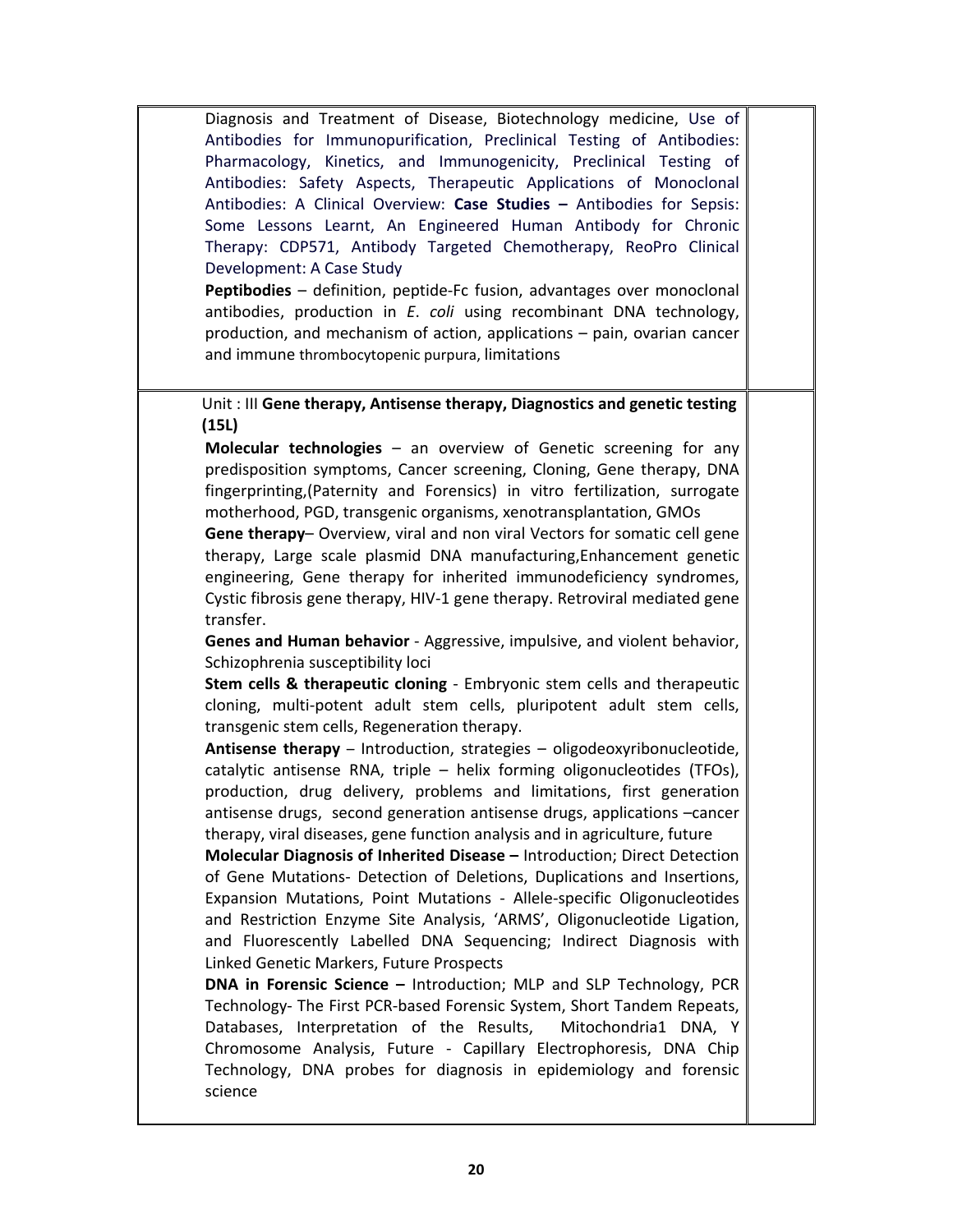| | | |
|---|---|---|
| | Diagnosis and Treatment of Disease, Biotechnology medicine, Use of Antibodies for Immunopurification, Preclinical Testing of Antibodies: Pharmacology, Kinetics, and Immunogenicity, Preclinical Testing of Antibodies: Safety Aspects, Therapeutic Applications of Monoclonal Antibodies: A Clinical Overview: **Case Studies –** Antibodies for Sepsis: Some Lessons Learnt, An Engineered Human Antibody for Chronic Therapy: CDP571, Antibody Targeted Chemotherapy, ReoPro Clinical Development: A Case Study<br>**Peptibodies** – definition, peptide-Fc fusion, advantages over monoclonal antibodies, production in *E. coli* using recombinant DNA technology, production, and mechanism of action, applications – pain, ovarian cancer and immune thrombocytopenic purpura, limitations | |
| | Unit : III **Gene therapy, Antisense therapy, Diagnostics and genetic testing (15L)**<br>**Molecular technologies** – an overview of Genetic screening for any predisposition symptoms, Cancer screening, Cloning, Gene therapy, DNA fingerprinting,(Paternity and Forensics) in vitro fertilization, surrogate motherhood, PGD, transgenic organisms, xenotransplantation, GMOs<br>**Gene therapy**– Overview, viral and non viral Vectors for somatic cell gene therapy, Large scale plasmid DNA manufacturing,Enhancement genetic engineering, Gene therapy for inherited immunodeficiency syndromes, Cystic fibrosis gene therapy, HIV-1 gene therapy. Retroviral mediated gene transfer.<br>**Genes and Human behavior** - Aggressive, impulsive, and violent behavior, Schizophrenia susceptibility loci<br>**Stem cells & therapeutic cloning** - Embryonic stem cells and therapeutic cloning, multi-potent adult stem cells, pluripotent adult stem cells, transgenic stem cells, Regeneration therapy.<br>**Antisense therapy** – Introduction, strategies – oligodeoxyribonucleotide, catalytic antisense RNA, triple – helix forming oligonucleotides (TFOs), production, drug delivery, problems and limitations, first generation antisense drugs, second generation antisense drugs, applications –cancer therapy, viral diseases, gene function analysis and in agriculture, future<br>**Molecular Diagnosis of Inherited Disease –** Introduction; Direct Detection of Gene Mutations- Detection of Deletions, Duplications and Insertions, Expansion Mutations, Point Mutations - Allele-specific Oligonucleotides and Restriction Enzyme Site Analysis, 'ARMS', Oligonucleotide Ligation, and Fluorescently Labelled DNA Sequencing; Indirect Diagnosis with Linked Genetic Markers, Future Prospects<br>**DNA in Forensic Science –** Introduction; MLP and SLP Technology, PCR Technology- The First PCR-based Forensic System, Short Tandem Repeats, Databases, Interpretation of the Results, Mitochondria1 DNA, Y Chromosome Analysis, Future - Capillary Electrophoresis, DNA Chip Technology, DNA probes for diagnosis in epidemiology and forensic science | |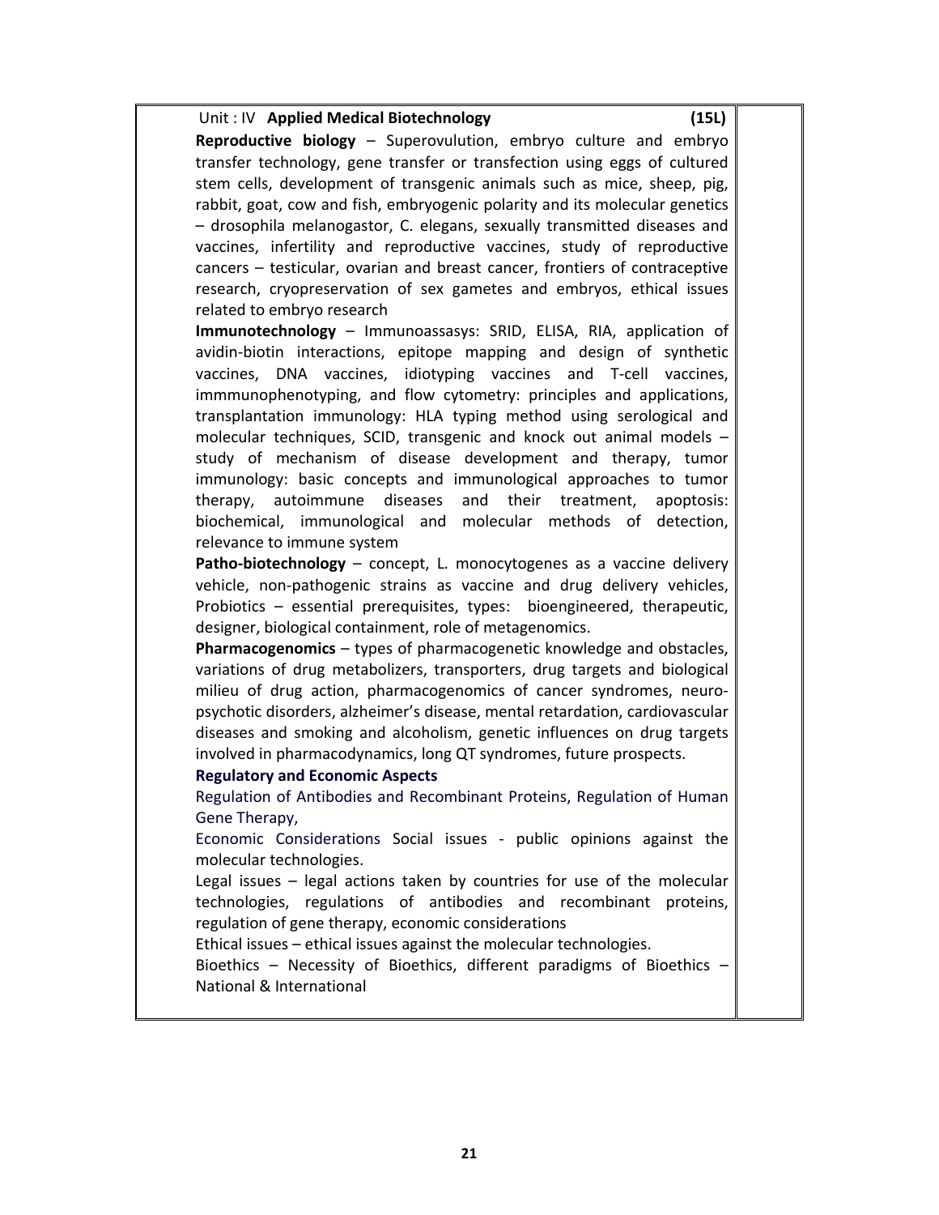Unit : IV **Applied Medical Biotechnology** **(15L)**

**Reproductive biology** – Superovulution, embryo culture and embryo transfer technology, gene transfer or transfection using eggs of cultured stem cells, development of transgenic animals such as mice, sheep, pig, rabbit, goat, cow and fish, embryogenic polarity and its molecular genetics – drosophila melanogastor, C. elegans, sexually transmitted diseases and vaccines, infertility and reproductive vaccines, study of reproductive cancers – testicular, ovarian and breast cancer, frontiers of contraceptive research, cryopreservation of sex gametes and embryos, ethical issues related to embryo research

**Immunotechnology** – Immunoassasys: SRID, ELISA, RIA, application of avidin-biotin interactions, epitope mapping and design of synthetic vaccines, DNA vaccines, idiotyping vaccines and T-cell vaccines, immmunophenotyping, and flow cytometry: principles and applications, transplantation immunology: HLA typing method using serological and molecular techniques, SCID, transgenic and knock out animal models – study of mechanism of disease development and therapy, tumor immunology: basic concepts and immunological approaches to tumor therapy, autoimmune diseases and their treatment, apoptosis: biochemical, immunological and molecular methods of detection, relevance to immune system

**Patho-biotechnology** – concept, L. monocytogenes as a vaccine delivery vehicle, non-pathogenic strains as vaccine and drug delivery vehicles, Probiotics – essential prerequisites, types: bioengineered, therapeutic, designer, biological containment, role of metagenomics.

**Pharmacogenomics** – types of pharmacogenetic knowledge and obstacles, variations of drug metabolizers, transporters, drug targets and biological milieu of drug action, pharmacogenomics of cancer syndromes, neuro-psychotic disorders, alzheimer's disease, mental retardation, cardiovascular diseases and smoking and alcoholism, genetic influences on drug targets involved in pharmacodynamics, long QT syndromes, future prospects.

**Regulatory and Economic Aspects**

Regulation of Antibodies and Recombinant Proteins, Regulation of Human Gene Therapy,

Economic Considerations Social issues - public opinions against the molecular technologies.

Legal issues – legal actions taken by countries for use of the molecular technologies, regulations of antibodies and recombinant proteins, regulation of gene therapy, economic considerations

Ethical issues – ethical issues against the molecular technologies.

Bioethics – Necessity of Bioethics, different paradigms of Bioethics – National & International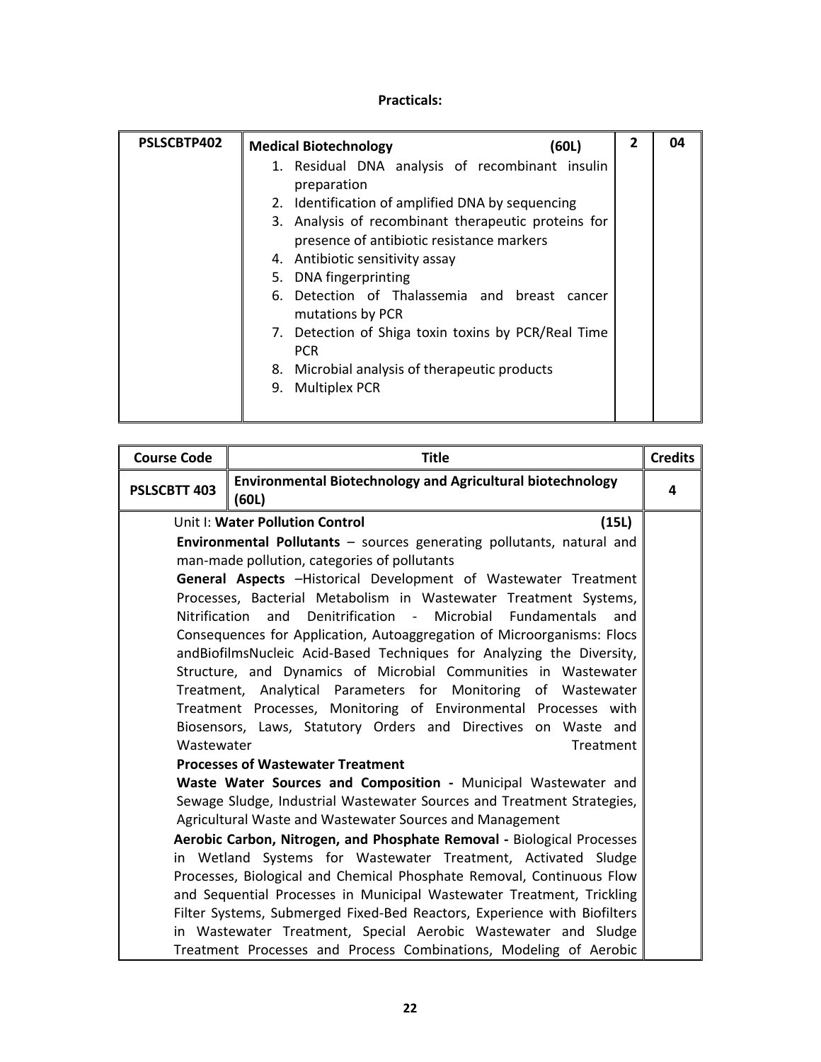**Practicals:**

| PSLSCBTP402 | **Medical Biotechnology** (60L)<br>1. Residual DNA analysis of recombinant insulin preparation<br>2. Identification of amplified DNA by sequencing<br>3. Analysis of recombinant therapeutic proteins for presence of antibiotic resistance markers<br>4. Antibiotic sensitivity assay<br>5. DNA fingerprinting<br>6. Detection of Thalassemia and breast cancer mutations by PCR<br>7. Detection of Shiga toxin toxins by PCR/Real Time PCR<br>8. Microbial analysis of therapeutic products<br>9. Multiplex PCR | 2 | 04 |
|---|---|---|---|

| Course Code | Title | Credits |
|---|---|---|
| PSLSCBTT 403 | **Environmental Biotechnology and Agricultural biotechnology (60L)** | 4 |
| | Unit I: **Water Pollution Control** (15L)<br>**Environmental Pollutants** – sources generating pollutants, natural and man-made pollution, categories of pollutants<br>**General Aspects** –Historical Development of Wastewater Treatment Processes, Bacterial Metabolism in Wastewater Treatment Systems, Nitrification and Denitrification - Microbial Fundamentals and Consequences for Application, Autoaggregation of Microorganisms: Flocs andBiofilmsNucleic Acid-Based Techniques for Analyzing the Diversity, Structure, and Dynamics of Microbial Communities in Wastewater Treatment, Analytical Parameters for Monitoring of Wastewater Treatment Processes, Monitoring of Environmental Processes with Biosensors, Laws, Statutory Orders and Directives on Waste and Wastewater Treatment<br>**Processes of Wastewater Treatment**<br>**Waste Water Sources and Composition -** Municipal Wastewater and Sewage Sludge, Industrial Wastewater Sources and Treatment Strategies, Agricultural Waste and Wastewater Sources and Management<br>**Aerobic Carbon, Nitrogen, and Phosphate Removal -** Biological Processes in Wetland Systems for Wastewater Treatment, Activated Sludge Processes, Biological and Chemical Phosphate Removal, Continuous Flow and Sequential Processes in Municipal Wastewater Treatment, Trickling Filter Systems, Submerged Fixed-Bed Reactors, Experience with Biofilters in Wastewater Treatment, Special Aerobic Wastewater and Sludge Treatment Processes and Process Combinations, Modeling of Aerobic | |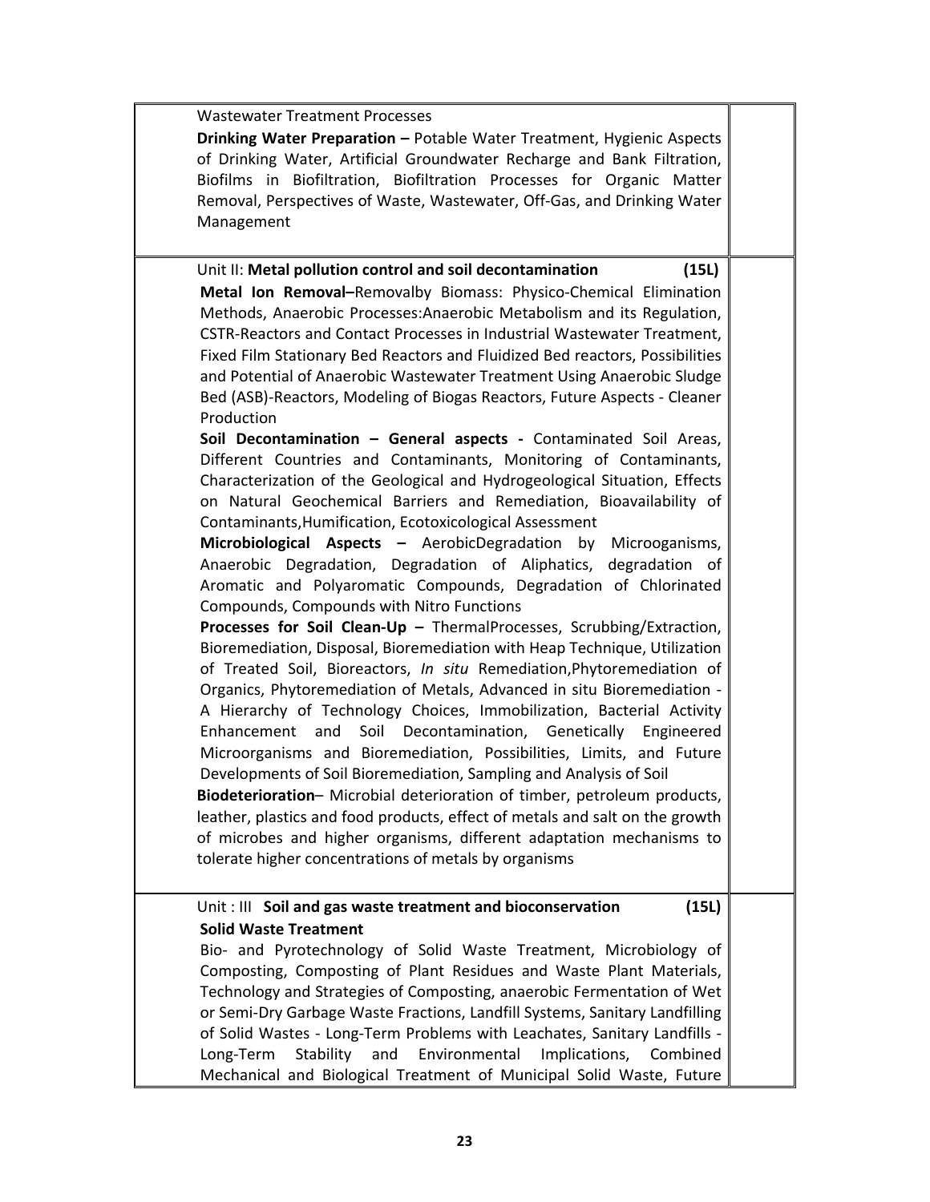Wastewater Treatment Processes

**Drinking Water Preparation –** Potable Water Treatment, Hygienic Aspects of Drinking Water, Artificial Groundwater Recharge and Bank Filtration, Biofilms in Biofiltration, Biofiltration Processes for Organic Matter Removal, Perspectives of Waste, Wastewater, Off-Gas, and Drinking Water Management

Unit II: **Metal pollution control and soil decontamination** **(15L)**

**Metal Ion Removal–**Removalby Biomass: Physico-Chemical Elimination Methods, Anaerobic Processes:Anaerobic Metabolism and its Regulation, CSTR-Reactors and Contact Processes in Industrial Wastewater Treatment, Fixed Film Stationary Bed Reactors and Fluidized Bed reactors, Possibilities and Potential of Anaerobic Wastewater Treatment Using Anaerobic Sludge Bed (ASB)-Reactors, Modeling of Biogas Reactors, Future Aspects - Cleaner Production

**Soil Decontamination – General aspects -** Contaminated Soil Areas, Different Countries and Contaminants, Monitoring of Contaminants, Characterization of the Geological and Hydrogeological Situation, Effects on Natural Geochemical Barriers and Remediation, Bioavailability of Contaminants,Humification, Ecotoxicological Assessment

**Microbiological Aspects –** AerobicDegradation by Microoganisms, Anaerobic Degradation, Degradation of Aliphatics, degradation of Aromatic and Polyaromatic Compounds, Degradation of Chlorinated Compounds, Compounds with Nitro Functions

**Processes for Soil Clean-Up –** ThermalProcesses, Scrubbing/Extraction, Bioremediation, Disposal, Bioremediation with Heap Technique, Utilization of Treated Soil, Bioreactors, *In situ* Remediation,Phytoremediation of Organics, Phytoremediation of Metals, Advanced in situ Bioremediation - A Hierarchy of Technology Choices, Immobilization, Bacterial Activity Enhancement and Soil Decontamination, Genetically Engineered Microorganisms and Bioremediation, Possibilities, Limits, and Future Developments of Soil Bioremediation, Sampling and Analysis of Soil

**Biodeterioration**– Microbial deterioration of timber, petroleum products, leather, plastics and food products, effect of metals and salt on the growth of microbes and higher organisms, different adaptation mechanisms to tolerate higher concentrations of metals by organisms

Unit : III **Soil and gas waste treatment and bioconservation** **(15L)**

**Solid Waste Treatment**

Bio- and Pyrotechnology of Solid Waste Treatment, Microbiology of Composting, Composting of Plant Residues and Waste Plant Materials, Technology and Strategies of Composting, anaerobic Fermentation of Wet or Semi-Dry Garbage Waste Fractions, Landfill Systems, Sanitary Landfilling of Solid Wastes - Long-Term Problems with Leachates, Sanitary Landfills - Long-Term Stability and Environmental Implications, Combined Mechanical and Biological Treatment of Municipal Solid Waste, Future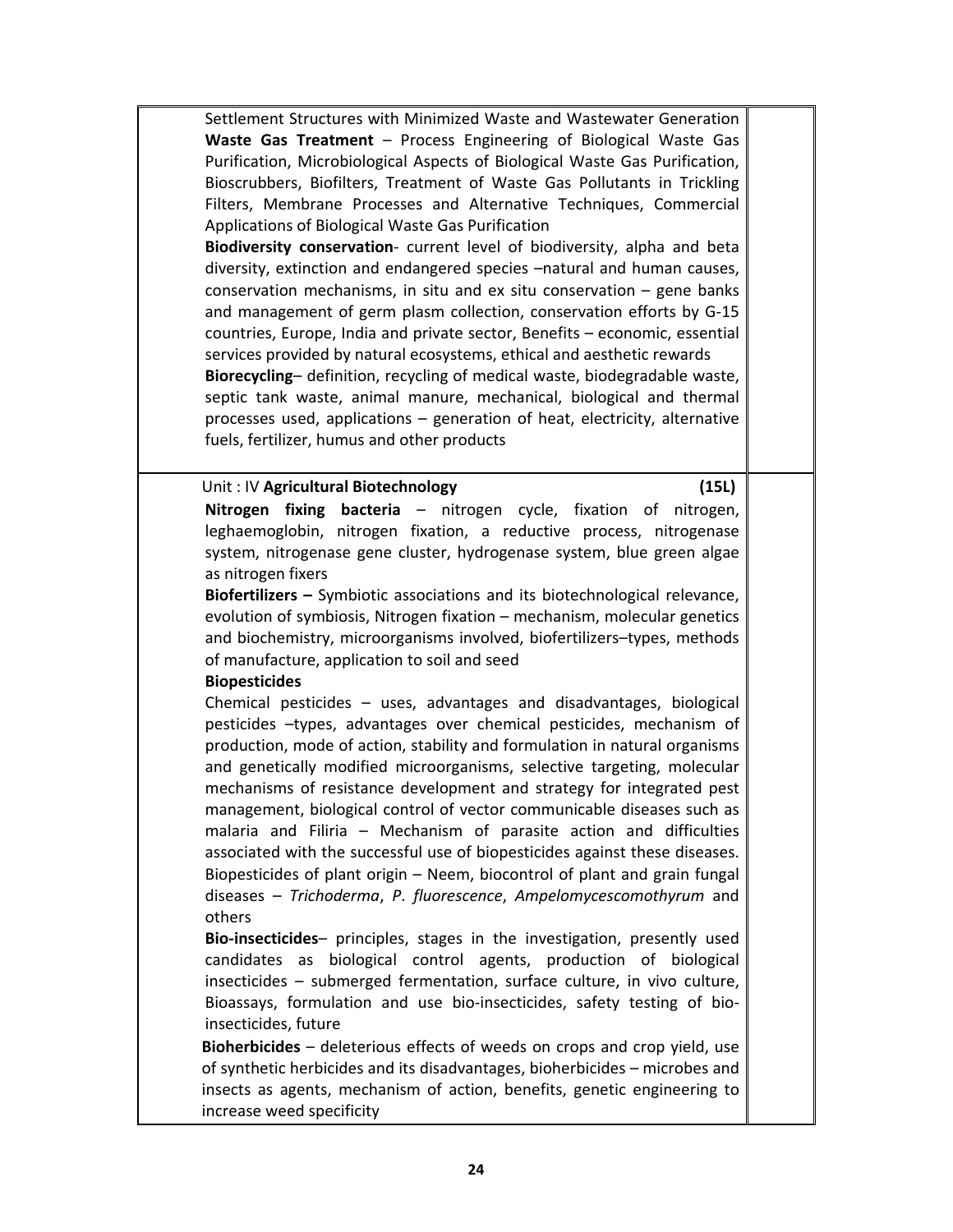| | | |
|---|---|---|
| | Settlement Structures with Minimized Waste and Wastewater Generation<br>**Waste Gas Treatment** – Process Engineering of Biological Waste Gas Purification, Microbiological Aspects of Biological Waste Gas Purification, Bioscrubbers, Biofilters, Treatment of Waste Gas Pollutants in Trickling Filters, Membrane Processes and Alternative Techniques, Commercial Applications of Biological Waste Gas Purification<br>**Biodiversity conservation**- current level of biodiversity, alpha and beta diversity, extinction and endangered species –natural and human causes, conservation mechanisms, in situ and ex situ conservation – gene banks and management of germ plasm collection, conservation efforts by G-15 countries, Europe, India and private sector, Benefits – economic, essential services provided by natural ecosystems, ethical and aesthetic rewards<br>**Biorecycling**– definition, recycling of medical waste, biodegradable waste, septic tank waste, animal manure, mechanical, biological and thermal processes used, applications – generation of heat, electricity, alternative fuels, fertilizer, humus and other products | |
| | Unit : IV **Agricultural Biotechnology** **(15L)**<br>**Nitrogen fixing bacteria** – nitrogen cycle, fixation of nitrogen, leghaemoglobin, nitrogen fixation, a reductive process, nitrogenase system, nitrogenase gene cluster, hydrogenase system, blue green algae as nitrogen fixers<br>**Biofertilizers –** Symbiotic associations and its biotechnological relevance, evolution of symbiosis, Nitrogen fixation – mechanism, molecular genetics and biochemistry, microorganisms involved, biofertilizers–types, methods of manufacture, application to soil and seed<br>**Biopesticides**<br>Chemical pesticides – uses, advantages and disadvantages, biological pesticides –types, advantages over chemical pesticides, mechanism of production, mode of action, stability and formulation in natural organisms and genetically modified microorganisms, selective targeting, molecular mechanisms of resistance development and strategy for integrated pest management, biological control of vector communicable diseases such as malaria and Filiria – Mechanism of parasite action and difficulties associated with the successful use of biopesticides against these diseases. Biopesticides of plant origin – Neem, biocontrol of plant and grain fungal diseases – *Trichoderma*, *P. fluorescence*, *Ampelomycescomothyrum* and others<br>**Bio-insecticides**– principles, stages in the investigation, presently used candidates as biological control agents, production of biological insecticides – submerged fermentation, surface culture, in vivo culture, Bioassays, formulation and use bio-insecticides, safety testing of bio-insecticides, future<br>**Bioherbicides** – deleterious effects of weeds on crops and crop yield, use of synthetic herbicides and its disadvantages, bioherbicides – microbes and insects as agents, mechanism of action, benefits, genetic engineering to increase weed specificity | |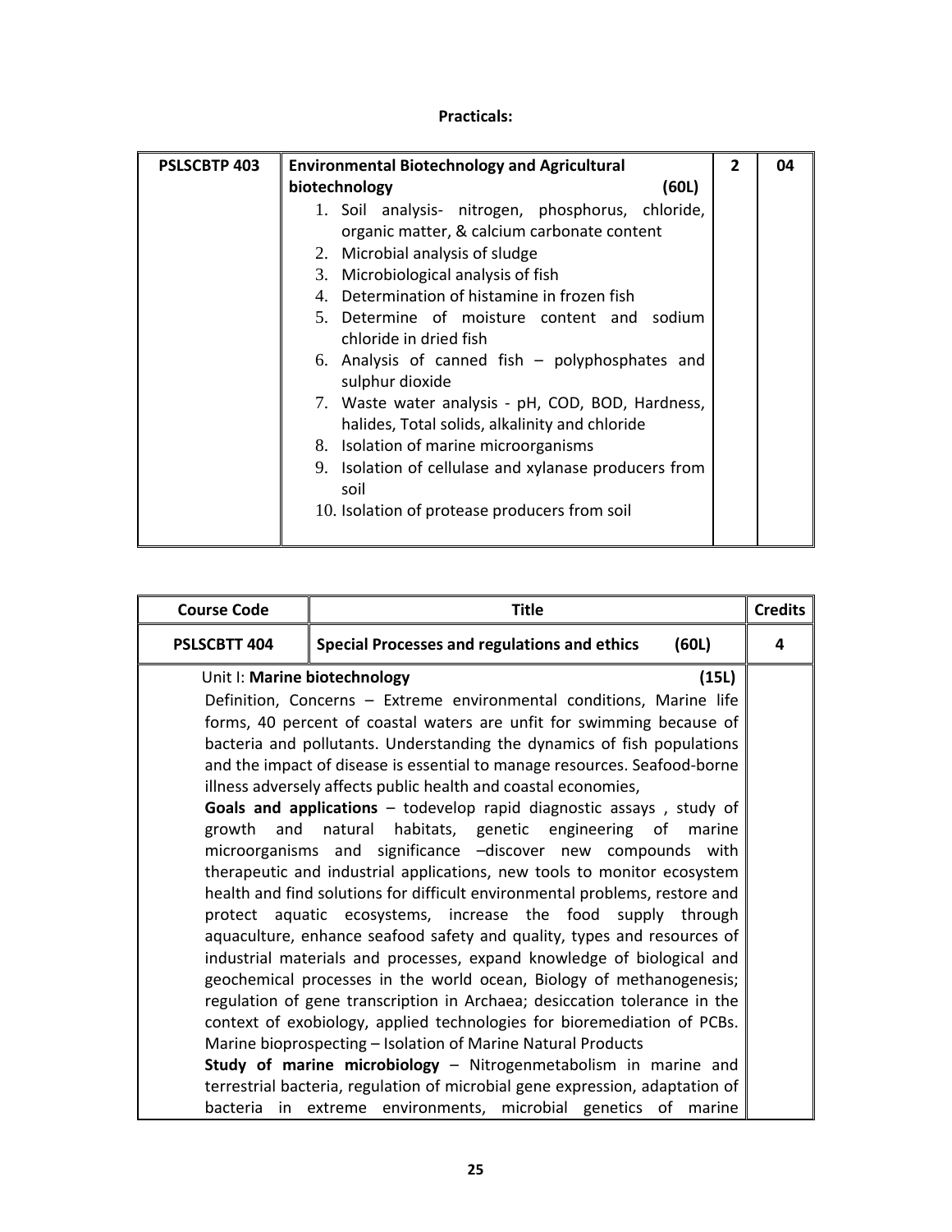**Practicals:**

| PSLSCBTP 403 | **Environmental Biotechnology and Agricultural biotechnology (60L)**<br>1. Soil analysis- nitrogen, phosphorus, chloride, organic matter, & calcium carbonate content<br>2. Microbial analysis of sludge<br>3. Microbiological analysis of fish<br>4. Determination of histamine in frozen fish<br>5. Determine of moisture content and sodium chloride in dried fish<br>6. Analysis of canned fish – polyphosphates and sulphur dioxide<br>7. Waste water analysis - pH, COD, BOD, Hardness, halides, Total solids, alkalinity and chloride<br>8. Isolation of marine microorganisms<br>9. Isolation of cellulase and xylanase producers from soil<br>10. Isolation of protease producers from soil | 2 | 04 |
|---|---|---|---|

| Course Code | Title | Credits |
|---|---|---|
| PSLSCBTT 404 | **Special Processes and regulations and ethics (60L)** | 4 |
| Unit I: **Marine biotechnology (15L)**<br>Definition, Concerns – Extreme environmental conditions, Marine life forms, 40 percent of coastal waters are unfit for swimming because of bacteria and pollutants. Understanding the dynamics of fish populations and the impact of disease is essential to manage resources. Seafood-borne illness adversely affects public health and coastal economies,<br>**Goals and applications** – todevelop rapid diagnostic assays , study of growth and natural habitats, genetic engineering of marine microorganisms and significance –discover new compounds with therapeutic and industrial applications, new tools to monitor ecosystem health and find solutions for difficult environmental problems, restore and protect aquatic ecosystems, increase the food supply through aquaculture, enhance seafood safety and quality, types and resources of industrial materials and processes, expand knowledge of biological and geochemical processes in the world ocean, Biology of methanogenesis; regulation of gene transcription in Archaea; desiccation tolerance in the context of exobiology, applied technologies for bioremediation of PCBs. Marine bioprospecting – Isolation of Marine Natural Products<br>**Study of marine microbiology** – Nitrogenmetabolism in marine and terrestrial bacteria, regulation of microbial gene expression, adaptation of bacteria in extreme environments, microbial genetics of marine | | |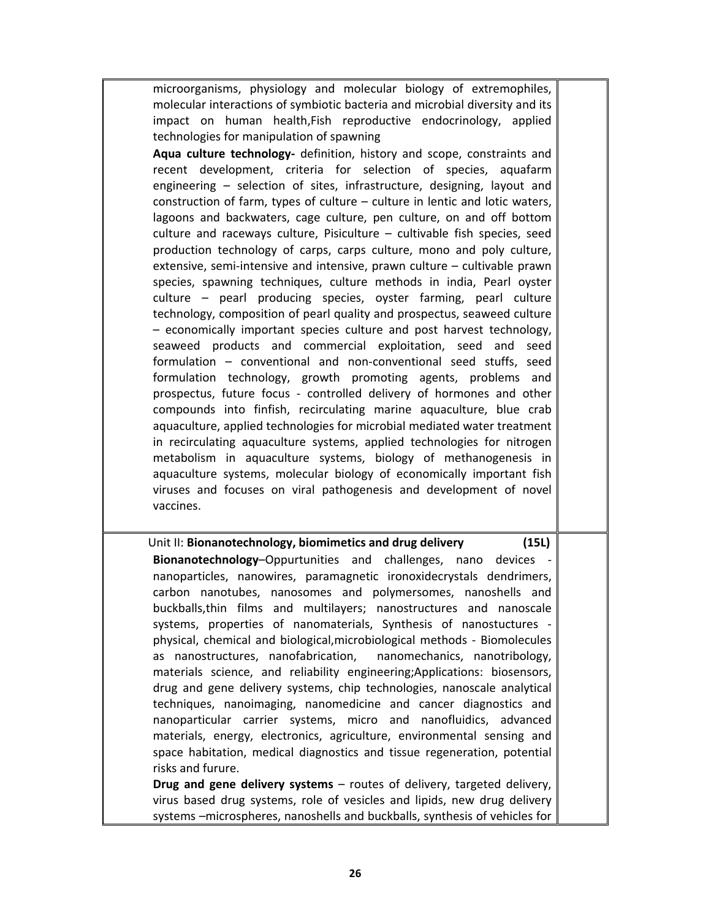microorganisms, physiology and molecular biology of extremophiles, molecular interactions of symbiotic bacteria and microbial diversity and its impact on human health,Fish reproductive endocrinology, applied technologies for manipulation of spawning

**Aqua culture technology-** definition, history and scope, constraints and recent development, criteria for selection of species, aquafarm engineering – selection of sites, infrastructure, designing, layout and construction of farm, types of culture – culture in lentic and lotic waters, lagoons and backwaters, cage culture, pen culture, on and off bottom culture and raceways culture, Pisiculture – cultivable fish species, seed production technology of carps, carps culture, mono and poly culture, extensive, semi-intensive and intensive, prawn culture – cultivable prawn species, spawning techniques, culture methods in india, Pearl oyster culture – pearl producing species, oyster farming, pearl culture technology, composition of pearl quality and prospectus, seaweed culture – economically important species culture and post harvest technology, seaweed products and commercial exploitation, seed and seed formulation – conventional and non-conventional seed stuffs, seed formulation technology, growth promoting agents, problems and prospectus, future focus - controlled delivery of hormones and other compounds into finfish, recirculating marine aquaculture, blue crab aquaculture, applied technologies for microbial mediated water treatment in recirculating aquaculture systems, applied technologies for nitrogen metabolism in aquaculture systems, biology of methanogenesis in aquaculture systems, molecular biology of economically important fish viruses and focuses on viral pathogenesis and development of novel vaccines.

Unit II: **Bionanotechnology, biomimetics and drug delivery** **(15L)**

**Bionanotechnology**–Oppurtunities and challenges, nano devices - nanoparticles, nanowires, paramagnetic ironoxidecrystals dendrimers, carbon nanotubes, nanosomes and polymersomes, nanoshells and buckballs,thin films and multilayers; nanostructures and nanoscale systems, properties of nanomaterials, Synthesis of nanostuctures - physical, chemical and biological,microbiological methods - Biomolecules as nanostructures, nanofabrication, nanomechanics, nanotribology, materials science, and reliability engineering;Applications: biosensors, drug and gene delivery systems, chip technologies, nanoscale analytical techniques, nanoimaging, nanomedicine and cancer diagnostics and nanoparticular carrier systems, micro and nanofluidics, advanced materials, energy, electronics, agriculture, environmental sensing and space habitation, medical diagnostics and tissue regeneration, potential risks and furure.

**Drug and gene delivery systems** – routes of delivery, targeted delivery, virus based drug systems, role of vesicles and lipids, new drug delivery systems –microspheres, nanoshells and buckballs, synthesis of vehicles for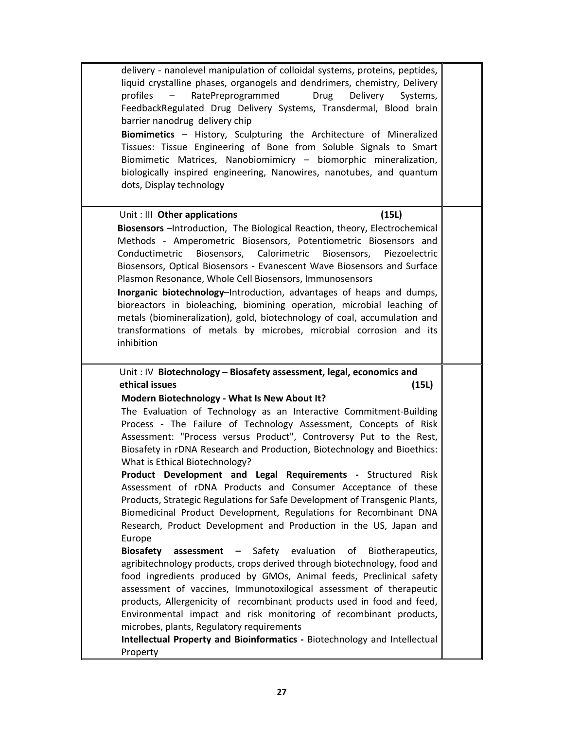| | |
|---|---|
| delivery - nanolevel manipulation of colloidal systems, proteins, peptides, liquid crystalline phases, organogels and dendrimers, chemistry, Delivery profiles – RatePreprogrammed Drug Delivery Systems, FeedbackRegulated Drug Delivery Systems, Transdermal, Blood brain barrier nanodrug delivery chip<br>**Biomimetics** – History, Sculpturing the Architecture of Mineralized Tissues: Tissue Engineering of Bone from Soluble Signals to Smart Biomimetic Matrices, Nanobiomimicry – biomorphic mineralization, biologically inspired engineering, Nanowires, nanotubes, and quantum dots, Display technology | |
| Unit : III **Other applications** **(15L)**<br>**Biosensors** –Introduction, The Biological Reaction, theory, Electrochemical Methods - Amperometric Biosensors, Potentiometric Biosensors and Conductimetric Biosensors, Calorimetric Biosensors, Piezoelectric Biosensors, Optical Biosensors - Evanescent Wave Biosensors and Surface Plasmon Resonance, Whole Cell Biosensors, Immunosensors<br>**Inorganic biotechnology**–Introduction, advantages of heaps and dumps, bioreactors in bioleaching, biomining operation, microbial leaching of metals (biomineralization), gold, biotechnology of coal, accumulation and transformations of metals by microbes, microbial corrosion and its inhibition | |
| Unit : IV **Biotechnology – Biosafety assessment, legal, economics and ethical issues** **(15L)**<br>**Modern Biotechnology - What Is New About It?**<br>The Evaluation of Technology as an Interactive Commitment-Building Process - The Failure of Technology Assessment, Concepts of Risk Assessment: "Process versus Product", Controversy Put to the Rest, Biosafety in rDNA Research and Production, Biotechnology and Bioethics: What is Ethical Biotechnology?<br>**Product Development and Legal Requirements -** Structured Risk Assessment of rDNA Products and Consumer Acceptance of these Products, Strategic Regulations for Safe Development of Transgenic Plants, Biomedicinal Product Development, Regulations for Recombinant DNA Research, Product Development and Production in the US, Japan and Europe<br>**Biosafety assessment –** Safety evaluation of Biotherapeutics, agribitechnology products, crops derived through biotechnology, food and food ingredients produced by GMOs, Animal feeds, Preclinical safety assessment of vaccines, Immunotoxilogical assessment of therapeutic products, Allergenicity of recombinant products used in food and feed, Environmental impact and risk monitoring of recombinant products, microbes, plants, Regulatory requirements<br>**Intellectual Property and Bioinformatics -** Biotechnology and Intellectual Property | |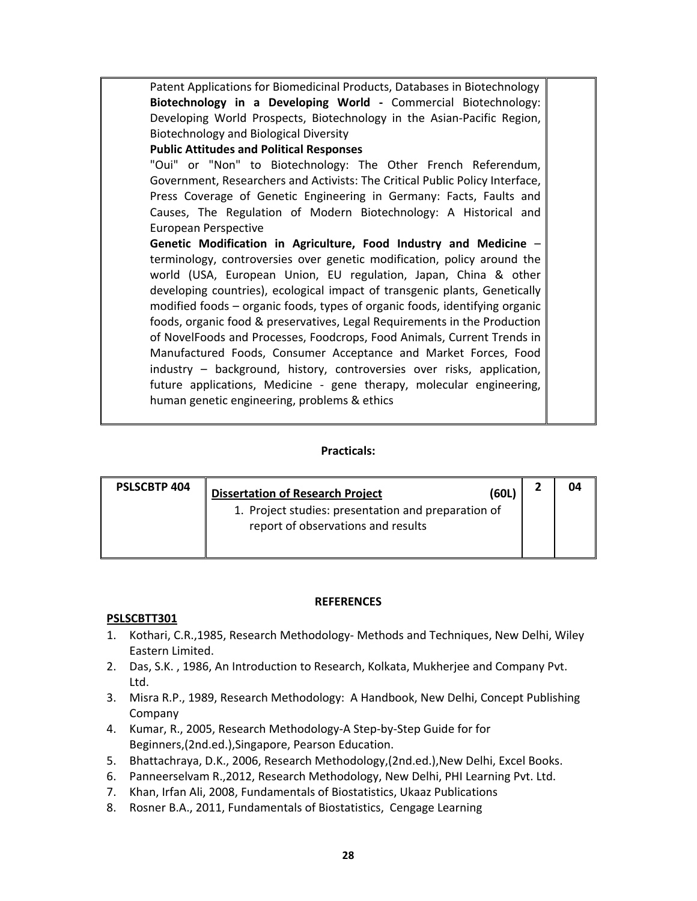| | |
|---|---|
| Patent Applications for Biomedicinal Products, Databases in Biotechnology<br>**Biotechnology in a Developing World -** Commercial Biotechnology: Developing World Prospects, Biotechnology in the Asian-Pacific Region, Biotechnology and Biological Diversity<br>**Public Attitudes and Political Responses**<br>"Oui" or "Non" to Biotechnology: The Other French Referendum, Government, Researchers and Activists: The Critical Public Policy Interface, Press Coverage of Genetic Engineering in Germany: Facts, Faults and Causes, The Regulation of Modern Biotechnology: A Historical and European Perspective<br>**Genetic Modification in Agriculture, Food Industry and Medicine** – terminology, controversies over genetic modification, policy around the world (USA, European Union, EU regulation, Japan, China & other developing countries), ecological impact of transgenic plants, Genetically modified foods – organic foods, types of organic foods, identifying organic foods, organic food & preservatives, Legal Requirements in the Production of NovelFoods and Processes, Foodcrops, Food Animals, Current Trends in Manufactured Foods, Consumer Acceptance and Market Forces, Food industry – background, history, controversies over risks, application, future applications, Medicine - gene therapy, molecular engineering, human genetic engineering, problems & ethics | |

**Practicals:**

| | | | |
|---|---|---|---|
| **PSLSCBTP 404** | **Dissertation of Research Project** **(60L)**<br>1. Project studies: presentation and preparation of report of observations and results | **2** | **04** |

**REFERENCES**

**PSLSCBTT301**

1. Kothari, C.R.,1985, Research Methodology- Methods and Techniques, New Delhi, Wiley Eastern Limited.
2. Das, S.K. , 1986, An Introduction to Research, Kolkata, Mukherjee and Company Pvt. Ltd.
3. Misra R.P., 1989, Research Methodology: A Handbook, New Delhi, Concept Publishing Company
4. Kumar, R., 2005, Research Methodology-A Step-by-Step Guide for for Beginners,(2nd.ed.),Singapore, Pearson Education.
5. Bhattachraya, D.K., 2006, Research Methodology,(2nd.ed.),New Delhi, Excel Books.
6. Panneerselvam R.,2012, Research Methodology, New Delhi, PHI Learning Pvt. Ltd.
7. Khan, Irfan Ali, 2008, Fundamentals of Biostatistics, Ukaaz Publications
8. Rosner B.A., 2011, Fundamentals of Biostatistics, Cengage Learning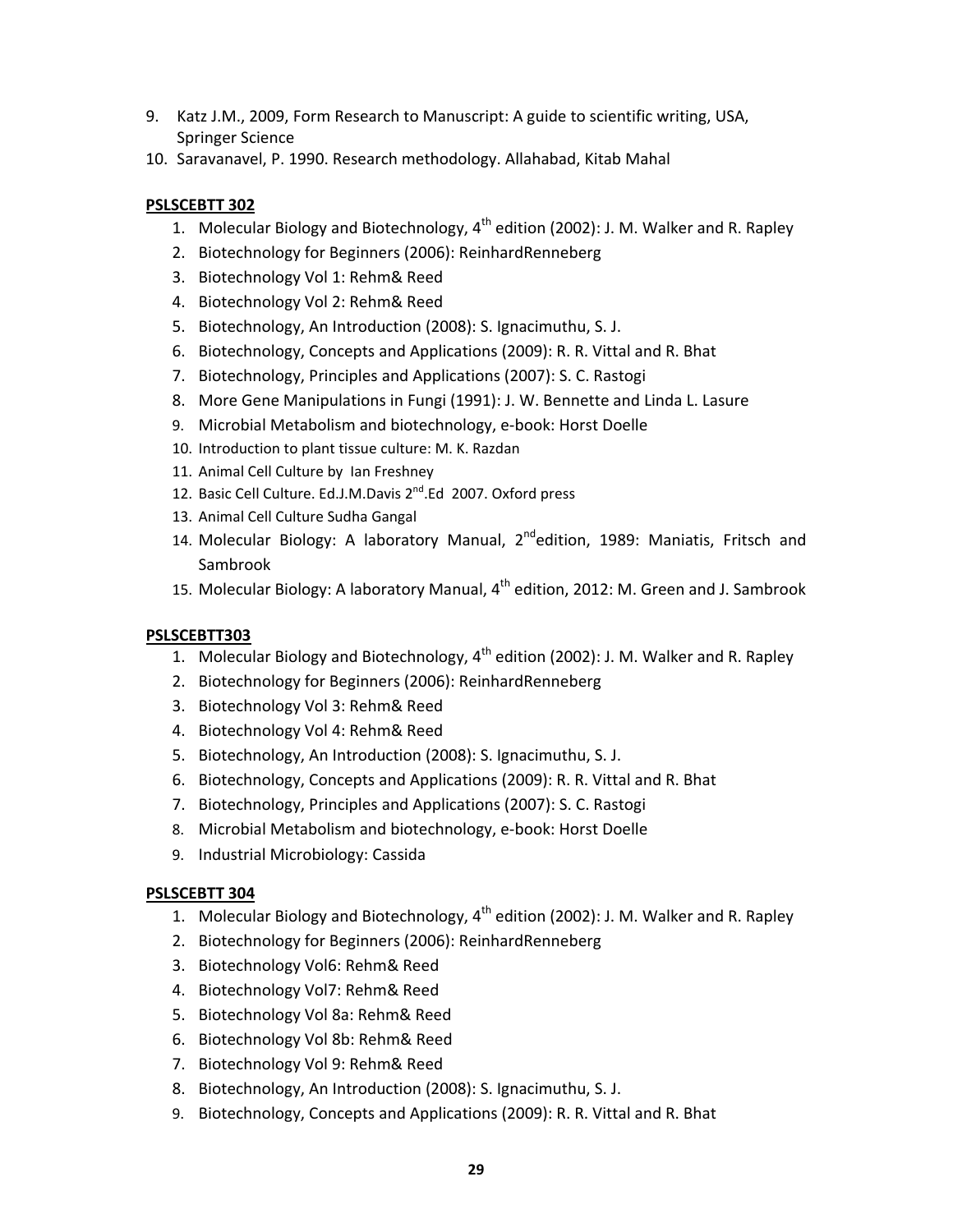9. Katz J.M., 2009, Form Research to Manuscript: A guide to scientific writing, USA, Springer Science
10. Saravanavel, P. 1990. Research methodology. Allahabad, Kitab Mahal

**PSLSCEBTT 302**

1. Molecular Biology and Biotechnology, 4th edition (2002): J. M. Walker and R. Rapley
2. Biotechnology for Beginners (2006): ReinhardRenneberg
3. Biotechnology Vol 1: Rehm& Reed
4. Biotechnology Vol 2: Rehm& Reed
5. Biotechnology, An Introduction (2008): S. Ignacimuthu, S. J.
6. Biotechnology, Concepts and Applications (2009): R. R. Vittal and R. Bhat
7. Biotechnology, Principles and Applications (2007): S. C. Rastogi
8. More Gene Manipulations in Fungi (1991): J. W. Bennette and Linda L. Lasure
9. Microbial Metabolism and biotechnology, e-book: Horst Doelle
10. Introduction to plant tissue culture: M. K. Razdan
11. Animal Cell Culture by Ian Freshney
12. Basic Cell Culture. Ed.J.M.Davis 2nd.Ed 2007. Oxford press
13. Animal Cell Culture Sudha Gangal
14. Molecular Biology: A laboratory Manual, 2ndedition, 1989: Maniatis, Fritsch and Sambrook
15. Molecular Biology: A laboratory Manual, 4th edition, 2012: M. Green and J. Sambrook

**PSLSCEBTT303**

1. Molecular Biology and Biotechnology, 4th edition (2002): J. M. Walker and R. Rapley
2. Biotechnology for Beginners (2006): ReinhardRenneberg
3. Biotechnology Vol 3: Rehm& Reed
4. Biotechnology Vol 4: Rehm& Reed
5. Biotechnology, An Introduction (2008): S. Ignacimuthu, S. J.
6. Biotechnology, Concepts and Applications (2009): R. R. Vittal and R. Bhat
7. Biotechnology, Principles and Applications (2007): S. C. Rastogi
8. Microbial Metabolism and biotechnology, e-book: Horst Doelle
9. Industrial Microbiology: Cassida

**PSLSCEBTT 304**

1. Molecular Biology and Biotechnology, 4th edition (2002): J. M. Walker and R. Rapley
2. Biotechnology for Beginners (2006): ReinhardRenneberg
3. Biotechnology Vol6: Rehm& Reed
4. Biotechnology Vol7: Rehm& Reed
5. Biotechnology Vol 8a: Rehm& Reed
6. Biotechnology Vol 8b: Rehm& Reed
7. Biotechnology Vol 9: Rehm& Reed
8. Biotechnology, An Introduction (2008): S. Ignacimuthu, S. J.
9. Biotechnology, Concepts and Applications (2009): R. R. Vittal and R. Bhat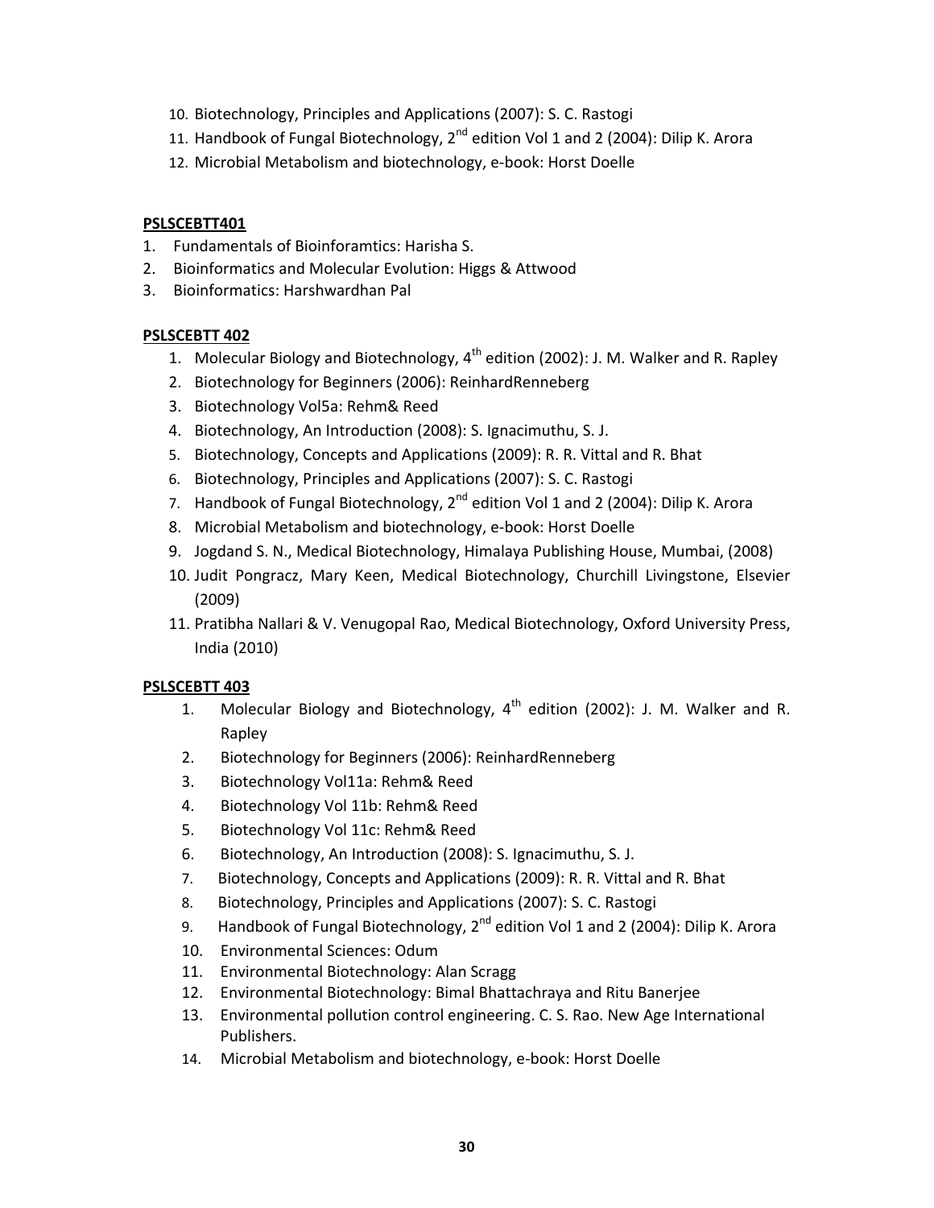10. Biotechnology, Principles and Applications (2007): S. C. Rastogi
11. Handbook of Fungal Biotechnology, 2nd edition Vol 1 and 2 (2004): Dilip K. Arora
12. Microbial Metabolism and biotechnology, e-book: Horst Doelle

**PSLSCEBTT401**

1. Fundamentals of Bioinforamtics: Harisha S.
2. Bioinformatics and Molecular Evolution: Higgs & Attwood
3. Bioinformatics: Harshwardhan Pal

**PSLSCEBTT 402**

1. Molecular Biology and Biotechnology, 4th edition (2002): J. M. Walker and R. Rapley
2. Biotechnology for Beginners (2006): ReinhardRenneberg
3. Biotechnology Vol5a: Rehm& Reed
4. Biotechnology, An Introduction (2008): S. Ignacimuthu, S. J.
5. Biotechnology, Concepts and Applications (2009): R. R. Vittal and R. Bhat
6. Biotechnology, Principles and Applications (2007): S. C. Rastogi
7. Handbook of Fungal Biotechnology, 2nd edition Vol 1 and 2 (2004): Dilip K. Arora
8. Microbial Metabolism and biotechnology, e-book: Horst Doelle
9. Jogdand S. N., Medical Biotechnology, Himalaya Publishing House, Mumbai, (2008)
10. Judit Pongracz, Mary Keen, Medical Biotechnology, Churchill Livingstone, Elsevier (2009)
11. Pratibha Nallari & V. Venugopal Rao, Medical Biotechnology, Oxford University Press, India (2010)

**PSLSCEBTT 403**

1. Molecular Biology and Biotechnology, 4th edition (2002): J. M. Walker and R. Rapley
2. Biotechnology for Beginners (2006): ReinhardRenneberg
3. Biotechnology Vol11a: Rehm& Reed
4. Biotechnology Vol 11b: Rehm& Reed
5. Biotechnology Vol 11c: Rehm& Reed
6. Biotechnology, An Introduction (2008): S. Ignacimuthu, S. J.
7. Biotechnology, Concepts and Applications (2009): R. R. Vittal and R. Bhat
8. Biotechnology, Principles and Applications (2007): S. C. Rastogi
9. Handbook of Fungal Biotechnology, 2nd edition Vol 1 and 2 (2004): Dilip K. Arora
10. Environmental Sciences: Odum
11. Environmental Biotechnology: Alan Scragg
12. Environmental Biotechnology: Bimal Bhattachraya and Ritu Banerjee
13. Environmental pollution control engineering. C. S. Rao. New Age International Publishers.
14. Microbial Metabolism and biotechnology, e-book: Horst Doelle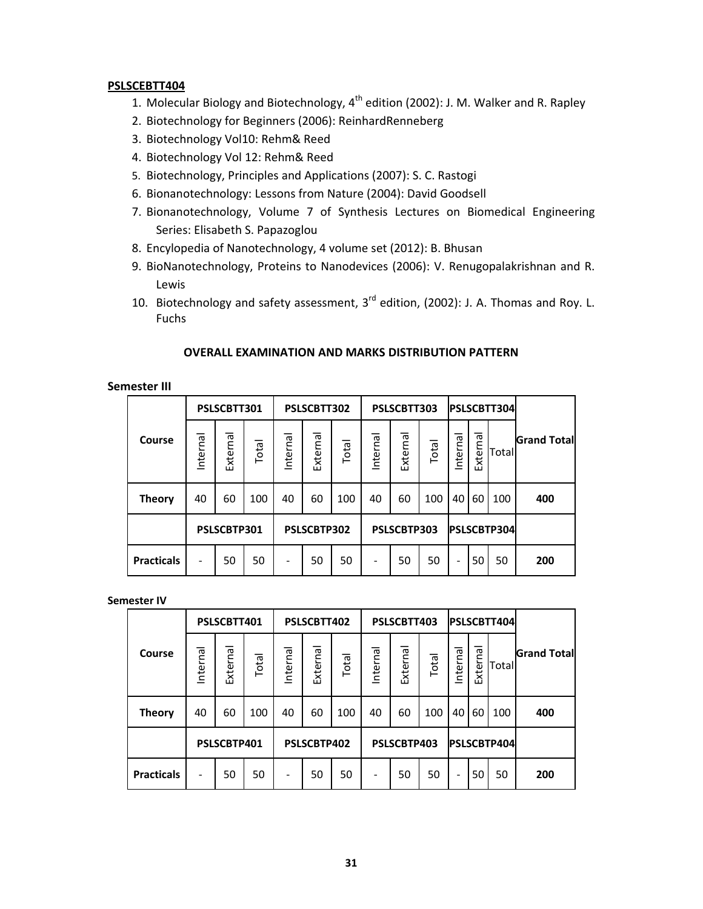**PSLSCEBTT404**

1. Molecular Biology and Biotechnology, 4th edition (2002): J. M. Walker and R. Rapley
2. Biotechnology for Beginners (2006): ReinhardRenneberg
3. Biotechnology Vol10: Rehm& Reed
4. Biotechnology Vol 12: Rehm& Reed
5. Biotechnology, Principles and Applications (2007): S. C. Rastogi
6. Bionanotechnology: Lessons from Nature (2004): David Goodsell
7. Bionanotechnology, Volume 7 of Synthesis Lectures on Biomedical Engineering Series: Elisabeth S. Papazoglou
8. Encylopedia of Nanotechnology, 4 volume set (2012): B. Bhusan
9. BioNanotechnology, Proteins to Nanodevices (2006): V. Renugopalakrishnan and R. Lewis
10. Biotechnology and safety assessment, 3rd edition, (2002): J. A. Thomas and Roy. L. Fuchs

**OVERALL EXAMINATION AND MARKS DISTRIBUTION PATTERN**

**Semester III**

| Course | PSLSCBTT301 | | | PSLSCBTT302 | | | PSLSCBTT303 | | | PSLSCBTT304 | | | Grand Total |
|---|---|---|---|---|---|---|---|---|---|---|---|---|---|
| | Internal | External | Total | Internal | External | Total | Internal | External | Total | Internal | External | Total | |
| **Theory** | 40 | 60 | 100 | 40 | 60 | 100 | 40 | 60 | 100 | 40 | 60 | 100 | **400** |
| | PSLSCBTP301 | | | PSLSCBTP302 | | | PSLSCBTP303 | | | PSLSCBTP304 | | | |
| **Practicals** | - | 50 | 50 | - | 50 | 50 | - | 50 | 50 | - | 50 | 50 | **200** |

**Semester IV**

| Course | PSLSCBTT401 | | | PSLSCBTT402 | | | PSLSCBTT403 | | | PSLSCBTT404 | | | Grand Total |
|---|---|---|---|---|---|---|---|---|---|---|---|---|---|
| | Internal | External | Total | Internal | External | Total | Internal | External | Total | Internal | External | Total | |
| **Theory** | 40 | 60 | 100 | 40 | 60 | 100 | 40 | 60 | 100 | 40 | 60 | 100 | **400** |
| | PSLSCBTP401 | | | PSLSCBTP402 | | | PSLSCBTP403 | | | PSLSCBTP404 | | | |
| **Practicals** | - | 50 | 50 | - | 50 | 50 | - | 50 | 50 | - | 50 | 50 | **200** |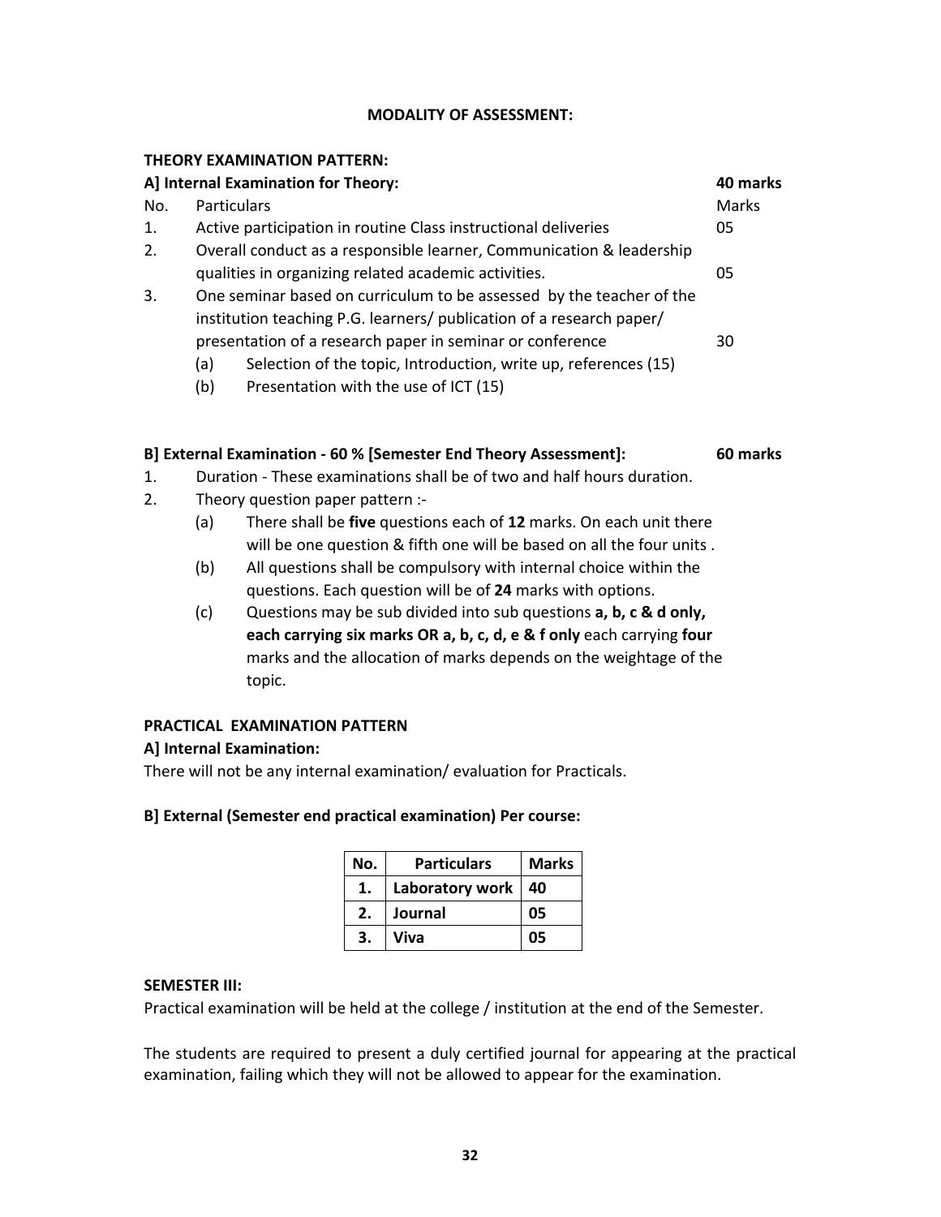## MODALITY OF ASSESSMENT:

### THEORY EXAMINATION PATTERN:

**A] Internal Examination for Theory: 40 marks**

| No. | Particulars | Marks |
|---|---|---|
| 1. | Active participation in routine Class instructional deliveries | 05 |
| 2. | Overall conduct as a responsible learner, Communication & leadership qualities in organizing related academic activities. | 05 |
| 3. | One seminar based on curriculum to be assessed by the teacher of the institution teaching P.G. learners/ publication of a research paper/ presentation of a research paper in seminar or conference<br>(a) Selection of the topic, Introduction, write up, references (15)<br>(b) Presentation with the use of ICT (15) | 30 |

**B] External Examination - 60 % [Semester End Theory Assessment]: 60 marks**

1. Duration - These examinations shall be of two and half hours duration.
2. Theory question paper pattern :-
   - (a) There shall be **five** questions each of **12** marks. On each unit there will be one question & fifth one will be based on all the four units .
   - (b) All questions shall be compulsory with internal choice within the questions. Each question will be of **24** marks with options.
   - (c) Questions may be sub divided into sub questions **a, b, c & d only, each carrying six marks OR a, b, c, d, e & f only** each carrying **four** marks and the allocation of marks depends on the weightage of the topic.

### PRACTICAL EXAMINATION PATTERN

**A] Internal Examination:**

There will not be any internal examination/ evaluation for Practicals.

**B] External (Semester end practical examination) Per course:**

| No. | Particulars | Marks |
|---|---|---|
| 1. | Laboratory work | 40 |
| 2. | Journal | 05 |
| 3. | Viva | 05 |

**SEMESTER III:**

Practical examination will be held at the college / institution at the end of the Semester.

The students are required to present a duly certified journal for appearing at the practical examination, failing which they will not be allowed to appear for the examination.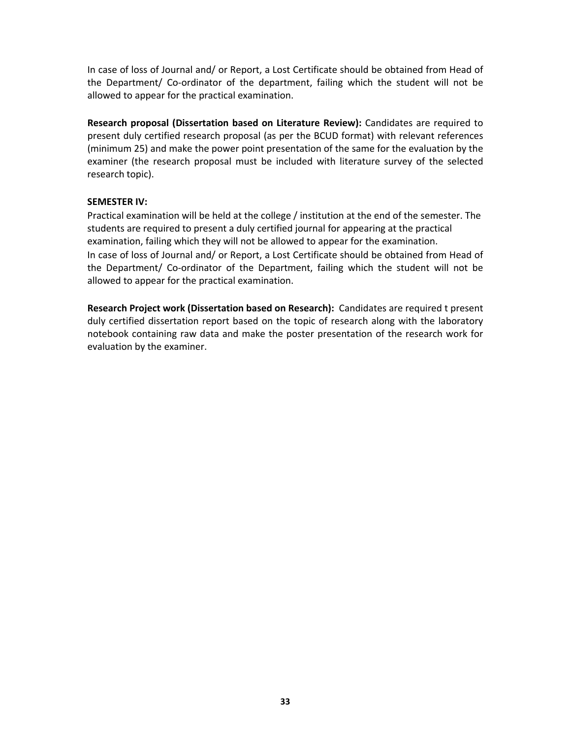In case of loss of Journal and/ or Report, a Lost Certificate should be obtained from Head of the Department/ Co-ordinator of the department, failing which the student will not be allowed to appear for the practical examination.

**Research proposal (Dissertation based on Literature Review):** Candidates are required to present duly certified research proposal (as per the BCUD format) with relevant references (minimum 25) and make the power point presentation of the same for the evaluation by the examiner (the research proposal must be included with literature survey of the selected research topic).

**SEMESTER IV:**

Practical examination will be held at the college / institution at the end of the semester. The students are required to present a duly certified journal for appearing at the practical examination, failing which they will not be allowed to appear for the examination.

In case of loss of Journal and/ or Report, a Lost Certificate should be obtained from Head of the Department/ Co-ordinator of the Department, failing which the student will not be allowed to appear for the practical examination.

**Research Project work (Dissertation based on Research):** Candidates are required t present duly certified dissertation report based on the topic of research along with the laboratory notebook containing raw data and make the poster presentation of the research work for evaluation by the examiner.